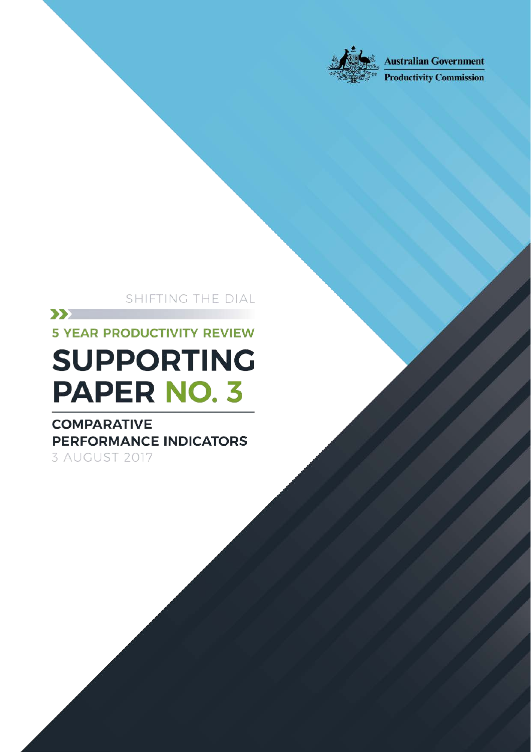Australian Government

Productivity Commission

SHIFTING THE DIAL

5 YEAR PRODUCTIVITY REVIEW

# SUPPORTING PAPER NO. 3

## COMPARATIVE PERFORMANCE INDICATORS

3 AUGUST 2017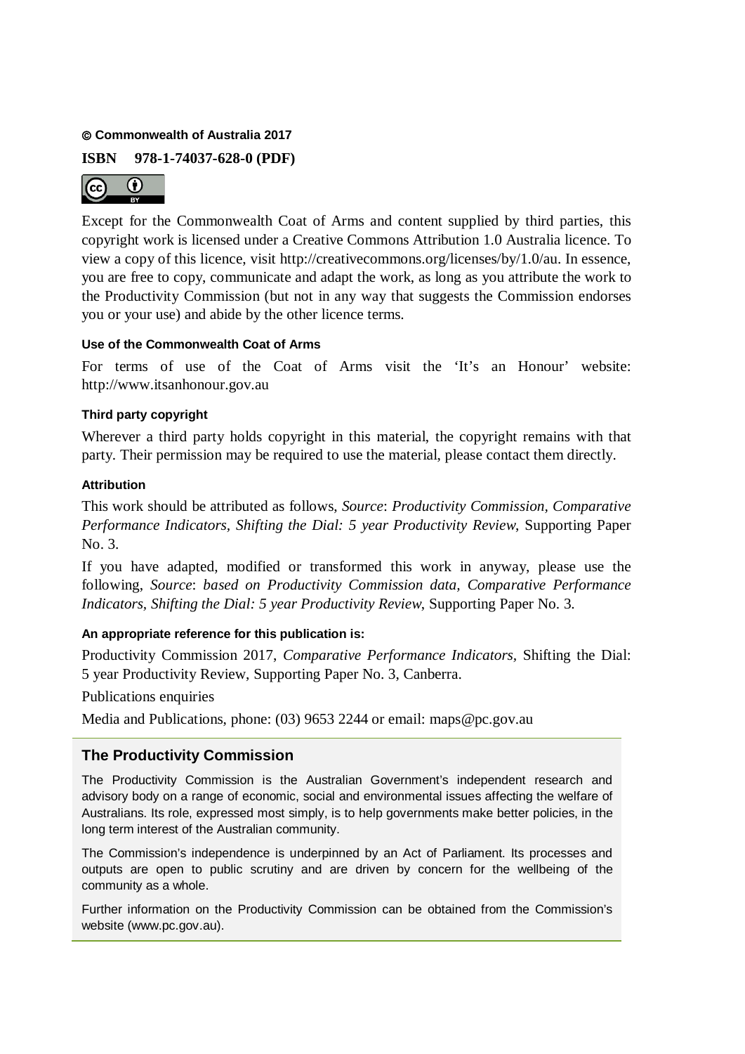**© Commonwealth of Australia 2017**

**ISBN 978-1-74037-628-0 (PDF)**

Except for the Commonwealth Coat of Arms and content supplied by third parties, this copyright work is licensed under a Creative Commons Attribution 1.0 Australia licence. To view a copy of this licence, visit http://creativecommons.org/licenses/by/1.0/au. In essence, you are free to copy, communicate and adapt the work, as long as you attribute the work to the Productivity Commission (but not in any way that suggests the Commission endorses you or your use) and abide by the other licence terms.

#### Use of the Commonwealth Coat of Arms

For terms of use of the Coat of Arms visit the 'It's an Honour' website: http://www.itsanhonour.gov.au

#### Third party copyright

Wherever a third party holds copyright in this material, the copyright remains with that party. Their permission may be required to use the material, please contact them directly.

#### Attribution

This work should be attributed as follows, *Source*: *Productivity Commission, Comparative Performance Indicators, Shifting the Dial: 5 year Productivity Review*, Supporting Paper No. 3.

If you have adapted, modified or transformed this work in anyway, please use the following, *Source*: *based on Productivity Commission data, Comparative Performance Indicators, Shifting the Dial: 5 year Productivity Review*, Supporting Paper No. 3.

#### An appropriate reference for this publication is:

Productivity Commission 2017, *Comparative Performance Indicators*, Shifting the Dial: 5 year Productivity Review, Supporting Paper No. 3, Canberra.

Publications enquiries

Media and Publications, phone: (03) 9653 2244 or email: maps@pc.gov.au

### The Productivity Commission

The Productivity Commission is the Australian Government's independent research and advisory body on a range of economic, social and environmental issues affecting the welfare of Australians. Its role, expressed most simply, is to help governments make better policies, in the long term interest of the Australian community.

The Commission's independence is underpinned by an Act of Parliament. Its processes and outputs are open to public scrutiny and are driven by concern for the wellbeing of the community as a whole.

Further information on the Productivity Commission can be obtained from the Commission's website (www.pc.gov.au).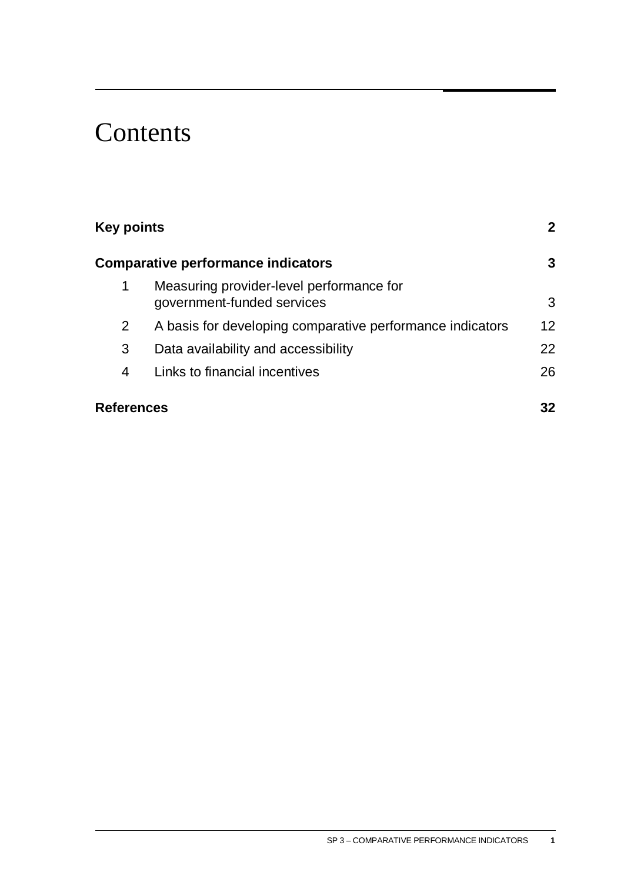# Contents

| | | |
|---|---|---|
| **Key points** | | **2** |
| **Comparative performance indicators** | | **3** |
| 1 | Measuring provider-level performance for government-funded services | 3 |
| 2 | A basis for developing comparative performance indicators | 12 |
| 3 | Data availability and accessibility | 22 |
| 4 | Links to financial incentives | 26 |
| **References** | | **32** |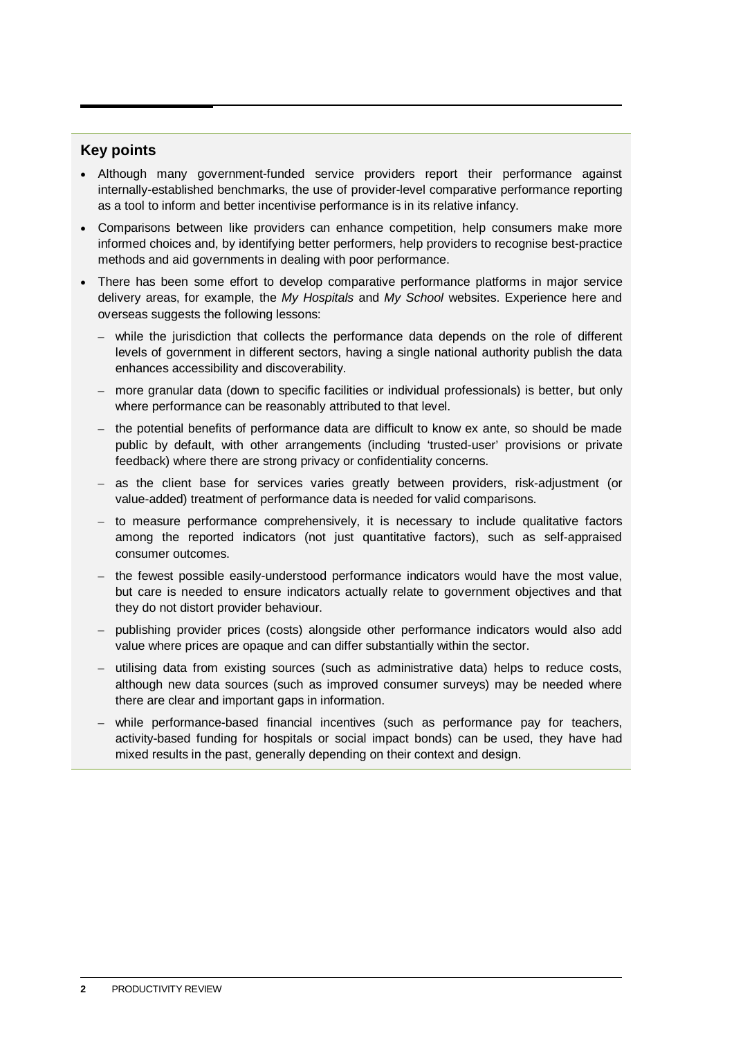## Key points

- Although many government-funded service providers report their performance against internally-established benchmarks, the use of provider-level comparative performance reporting as a tool to inform and better incentivise performance is in its relative infancy.
- Comparisons between like providers can enhance competition, help consumers make more informed choices and, by identifying better performers, help providers to recognise best-practice methods and aid governments in dealing with poor performance.
- There has been some effort to develop comparative performance platforms in major service delivery areas, for example, the *My Hospitals* and *My School* websites. Experience here and overseas suggests the following lessons:
  - while the jurisdiction that collects the performance data depends on the role of different levels of government in different sectors, having a single national authority publish the data enhances accessibility and discoverability.
  - more granular data (down to specific facilities or individual professionals) is better, but only where performance can be reasonably attributed to that level.
  - the potential benefits of performance data are difficult to know ex ante, so should be made public by default, with other arrangements (including 'trusted-user' provisions or private feedback) where there are strong privacy or confidentiality concerns.
  - as the client base for services varies greatly between providers, risk-adjustment (or value-added) treatment of performance data is needed for valid comparisons.
  - to measure performance comprehensively, it is necessary to include qualitative factors among the reported indicators (not just quantitative factors), such as self-appraised consumer outcomes.
  - the fewest possible easily-understood performance indicators would have the most value, but care is needed to ensure indicators actually relate to government objectives and that they do not distort provider behaviour.
  - publishing provider prices (costs) alongside other performance indicators would also add value where prices are opaque and can differ substantially within the sector.
  - utilising data from existing sources (such as administrative data) helps to reduce costs, although new data sources (such as improved consumer surveys) may be needed where there are clear and important gaps in information.
  - while performance-based financial incentives (such as performance pay for teachers, activity-based funding for hospitals or social impact bonds) can be used, they have had mixed results in the past, generally depending on their context and design.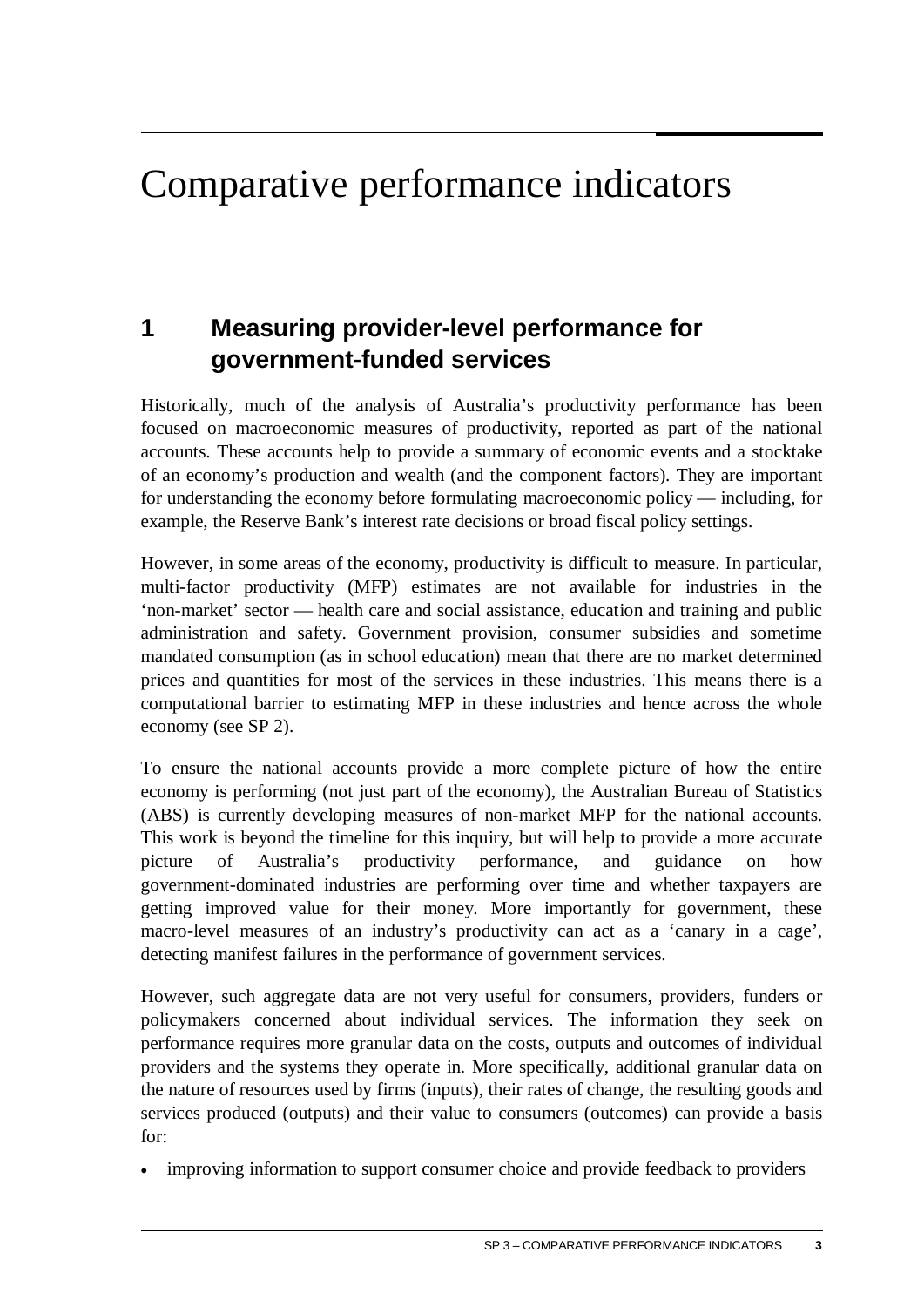# Comparative performance indicators

## 1 Measuring provider-level performance for government-funded services

Historically, much of the analysis of Australia's productivity performance has been focused on macroeconomic measures of productivity, reported as part of the national accounts. These accounts help to provide a summary of economic events and a stocktake of an economy's production and wealth (and the component factors). They are important for understanding the economy before formulating macroeconomic policy — including, for example, the Reserve Bank's interest rate decisions or broad fiscal policy settings.

However, in some areas of the economy, productivity is difficult to measure. In particular, multi-factor productivity (MFP) estimates are not available for industries in the 'non-market' sector — health care and social assistance, education and training and public administration and safety. Government provision, consumer subsidies and sometime mandated consumption (as in school education) mean that there are no market determined prices and quantities for most of the services in these industries. This means there is a computational barrier to estimating MFP in these industries and hence across the whole economy (see SP 2).

To ensure the national accounts provide a more complete picture of how the entire economy is performing (not just part of the economy), the Australian Bureau of Statistics (ABS) is currently developing measures of non-market MFP for the national accounts. This work is beyond the timeline for this inquiry, but will help to provide a more accurate picture of Australia's productivity performance, and guidance on how government-dominated industries are performing over time and whether taxpayers are getting improved value for their money. More importantly for government, these macro-level measures of an industry's productivity can act as a 'canary in a cage', detecting manifest failures in the performance of government services.

However, such aggregate data are not very useful for consumers, providers, funders or policymakers concerned about individual services. The information they seek on performance requires more granular data on the costs, outputs and outcomes of individual providers and the systems they operate in. More specifically, additional granular data on the nature of resources used by firms (inputs), their rates of change, the resulting goods and services produced (outputs) and their value to consumers (outcomes) can provide a basis for:

- improving information to support consumer choice and provide feedback to providers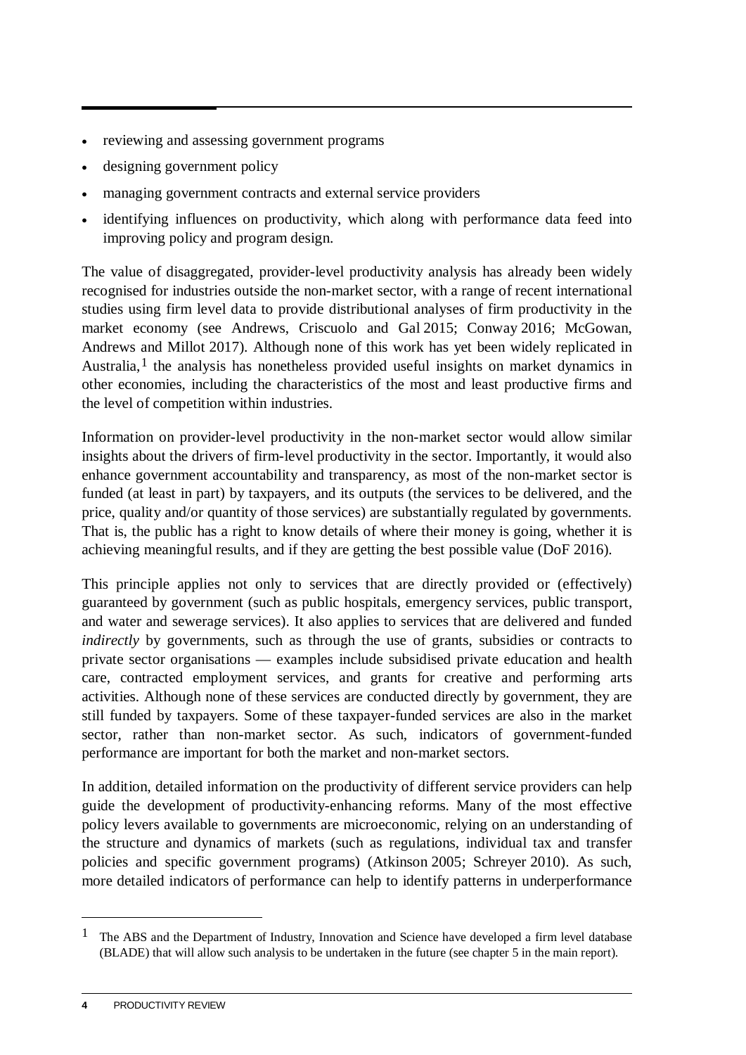- reviewing and assessing government programs
- designing government policy
- managing government contracts and external service providers
- identifying influences on productivity, which along with performance data feed into improving policy and program design.

The value of disaggregated, provider-level productivity analysis has already been widely recognised for industries outside the non-market sector, with a range of recent international studies using firm level data to provide distributional analyses of firm productivity in the market economy (see Andrews, Criscuolo and Gal 2015; Conway 2016; McGowan, Andrews and Millot 2017). Although none of this work has yet been widely replicated in Australia,[1] the analysis has nonetheless provided useful insights on market dynamics in other economies, including the characteristics of the most and least productive firms and the level of competition within industries.

Information on provider-level productivity in the non-market sector would allow similar insights about the drivers of firm-level productivity in the sector. Importantly, it would also enhance government accountability and transparency, as most of the non-market sector is funded (at least in part) by taxpayers, and its outputs (the services to be delivered, and the price, quality and/or quantity of those services) are substantially regulated by governments. That is, the public has a right to know details of where their money is going, whether it is achieving meaningful results, and if they are getting the best possible value (DoF 2016).

This principle applies not only to services that are directly provided or (effectively) guaranteed by government (such as public hospitals, emergency services, public transport, and water and sewerage services). It also applies to services that are delivered and funded *indirectly* by governments, such as through the use of grants, subsidies or contracts to private sector organisations — examples include subsidised private education and health care, contracted employment services, and grants for creative and performing arts activities. Although none of these services are conducted directly by government, they are still funded by taxpayers. Some of these taxpayer-funded services are also in the market sector, rather than non-market sector. As such, indicators of government-funded performance are important for both the market and non-market sectors.

In addition, detailed information on the productivity of different service providers can help guide the development of productivity-enhancing reforms. Many of the most effective policy levers available to governments are microeconomic, relying on an understanding of the structure and dynamics of markets (such as regulations, individual tax and transfer policies and specific government programs) (Atkinson 2005; Schreyer 2010). As such, more detailed indicators of performance can help to identify patterns in underperformance

[1] The ABS and the Department of Industry, Innovation and Science have developed a firm level database (BLADE) that will allow such analysis to be undertaken in the future (see chapter 5 in the main report).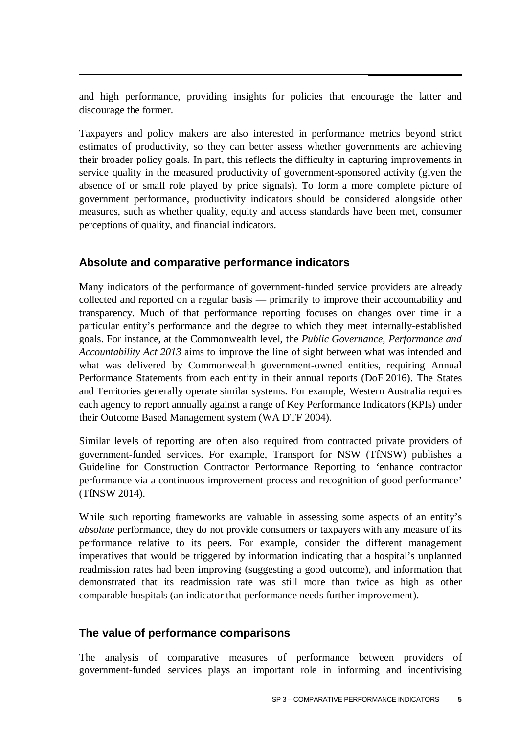and high performance, providing insights for policies that encourage the latter and discourage the former.

Taxpayers and policy makers are also interested in performance metrics beyond strict estimates of productivity, so they can better assess whether governments are achieving their broader policy goals. In part, this reflects the difficulty in capturing improvements in service quality in the measured productivity of government-sponsored activity (given the absence of or small role played by price signals). To form a more complete picture of government performance, productivity indicators should be considered alongside other measures, such as whether quality, equity and access standards have been met, consumer perceptions of quality, and financial indicators.

## Absolute and comparative performance indicators

Many indicators of the performance of government-funded service providers are already collected and reported on a regular basis — primarily to improve their accountability and transparency. Much of that performance reporting focuses on changes over time in a particular entity's performance and the degree to which they meet internally-established goals. For instance, at the Commonwealth level, the *Public Governance, Performance and Accountability Act 2013* aims to improve the line of sight between what was intended and what was delivered by Commonwealth government-owned entities, requiring Annual Performance Statements from each entity in their annual reports (DoF 2016). The States and Territories generally operate similar systems. For example, Western Australia requires each agency to report annually against a range of Key Performance Indicators (KPIs) under their Outcome Based Management system (WA DTF 2004).

Similar levels of reporting are often also required from contracted private providers of government-funded services. For example, Transport for NSW (TfNSW) publishes a Guideline for Construction Contractor Performance Reporting to 'enhance contractor performance via a continuous improvement process and recognition of good performance' (TfNSW 2014).

While such reporting frameworks are valuable in assessing some aspects of an entity's *absolute* performance, they do not provide consumers or taxpayers with any measure of its performance relative to its peers. For example, consider the different management imperatives that would be triggered by information indicating that a hospital's unplanned readmission rates had been improving (suggesting a good outcome), and information that demonstrated that its readmission rate was still more than twice as high as other comparable hospitals (an indicator that performance needs further improvement).

## The value of performance comparisons

The analysis of comparative measures of performance between providers of government-funded services plays an important role in informing and incentivising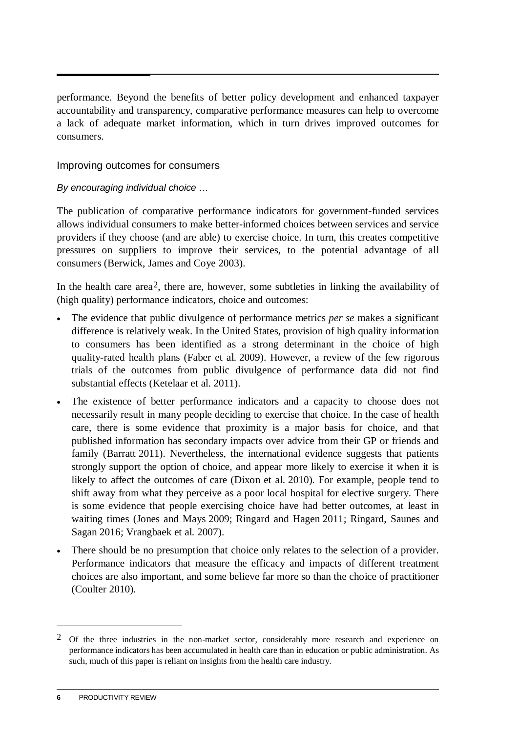performance. Beyond the benefits of better policy development and enhanced taxpayer accountability and transparency, comparative performance measures can help to overcome a lack of adequate market information, which in turn drives improved outcomes for consumers.

### Improving outcomes for consumers

*By encouraging individual choice …*

The publication of comparative performance indicators for government-funded services allows individual consumers to make better-informed choices between services and service providers if they choose (and are able) to exercise choice. In turn, this creates competitive pressures on suppliers to improve their services, to the potential advantage of all consumers (Berwick, James and Coye 2003).

In the health care area[2], there are, however, some subtleties in linking the availability of (high quality) performance indicators, choice and outcomes:

- The evidence that public divulgence of performance metrics *per se* makes a significant difference is relatively weak. In the United States, provision of high quality information to consumers has been identified as a strong determinant in the choice of high quality-rated health plans (Faber et al. 2009). However, a review of the few rigorous trials of the outcomes from public divulgence of performance data did not find substantial effects (Ketelaar et al. 2011).
- The existence of better performance indicators and a capacity to choose does not necessarily result in many people deciding to exercise that choice. In the case of health care, there is some evidence that proximity is a major basis for choice, and that published information has secondary impacts over advice from their GP or friends and family (Barratt 2011). Nevertheless, the international evidence suggests that patients strongly support the option of choice, and appear more likely to exercise it when it is likely to affect the outcomes of care (Dixon et al. 2010). For example, people tend to shift away from what they perceive as a poor local hospital for elective surgery. There is some evidence that people exercising choice have had better outcomes, at least in waiting times (Jones and Mays 2009; Ringard and Hagen 2011; Ringard, Saunes and Sagan 2016; Vrangbaek et al. 2007).
- There should be no presumption that choice only relates to the selection of a provider. Performance indicators that measure the efficacy and impacts of different treatment choices are also important, and some believe far more so than the choice of practitioner (Coulter 2010).

[2] Of the three industries in the non-market sector, considerably more research and experience on performance indicators has been accumulated in health care than in education or public administration. As such, much of this paper is reliant on insights from the health care industry.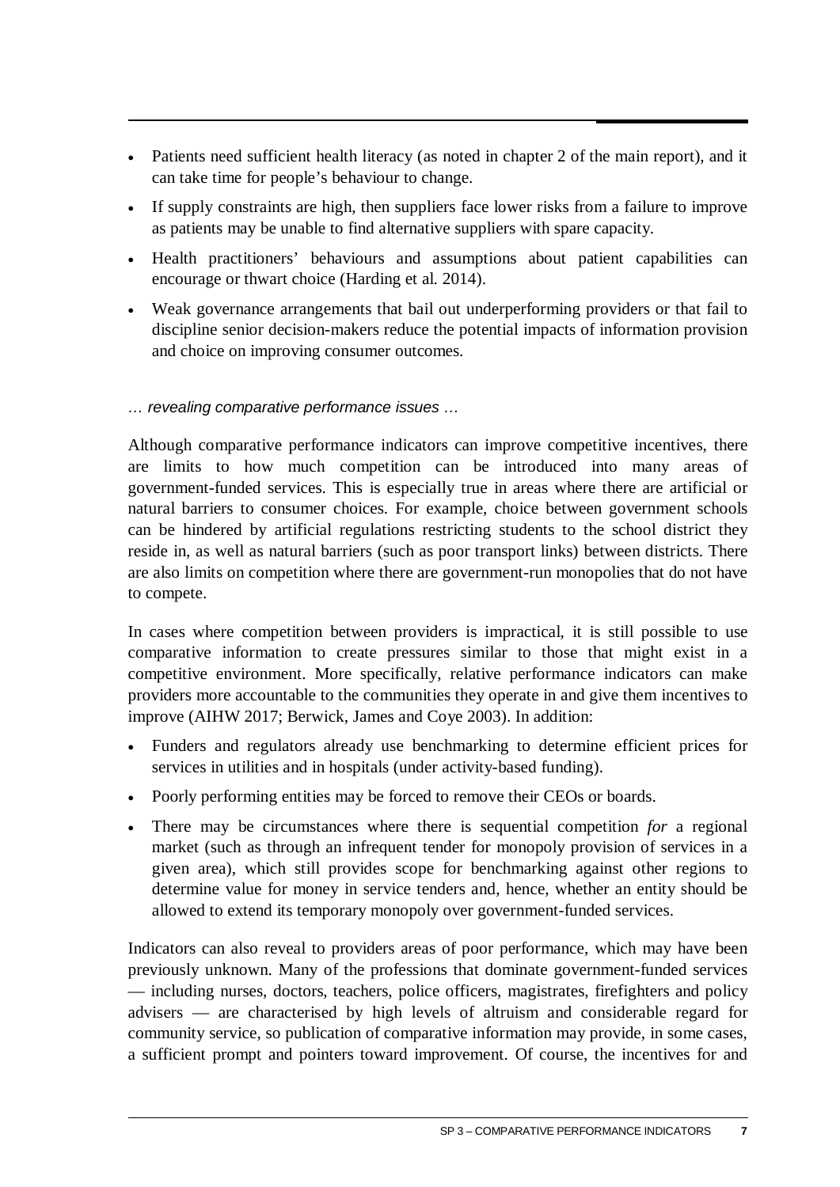- Patients need sufficient health literacy (as noted in chapter 2 of the main report), and it can take time for people's behaviour to change.
- If supply constraints are high, then suppliers face lower risks from a failure to improve as patients may be unable to find alternative suppliers with spare capacity.
- Health practitioners' behaviours and assumptions about patient capabilities can encourage or thwart choice (Harding et al. 2014).
- Weak governance arrangements that bail out underperforming providers or that fail to discipline senior decision-makers reduce the potential impacts of information provision and choice on improving consumer outcomes.

*… revealing comparative performance issues …*

Although comparative performance indicators can improve competitive incentives, there are limits to how much competition can be introduced into many areas of government-funded services. This is especially true in areas where there are artificial or natural barriers to consumer choices. For example, choice between government schools can be hindered by artificial regulations restricting students to the school district they reside in, as well as natural barriers (such as poor transport links) between districts. There are also limits on competition where there are government-run monopolies that do not have to compete.

In cases where competition between providers is impractical, it is still possible to use comparative information to create pressures similar to those that might exist in a competitive environment. More specifically, relative performance indicators can make providers more accountable to the communities they operate in and give them incentives to improve (AIHW 2017; Berwick, James and Coye 2003). In addition:

- Funders and regulators already use benchmarking to determine efficient prices for services in utilities and in hospitals (under activity-based funding).
- Poorly performing entities may be forced to remove their CEOs or boards.
- There may be circumstances where there is sequential competition *for* a regional market (such as through an infrequent tender for monopoly provision of services in a given area), which still provides scope for benchmarking against other regions to determine value for money in service tenders and, hence, whether an entity should be allowed to extend its temporary monopoly over government-funded services.

Indicators can also reveal to providers areas of poor performance, which may have been previously unknown. Many of the professions that dominate government-funded services — including nurses, doctors, teachers, police officers, magistrates, firefighters and policy advisers — are characterised by high levels of altruism and considerable regard for community service, so publication of comparative information may provide, in some cases, a sufficient prompt and pointers toward improvement. Of course, the incentives for and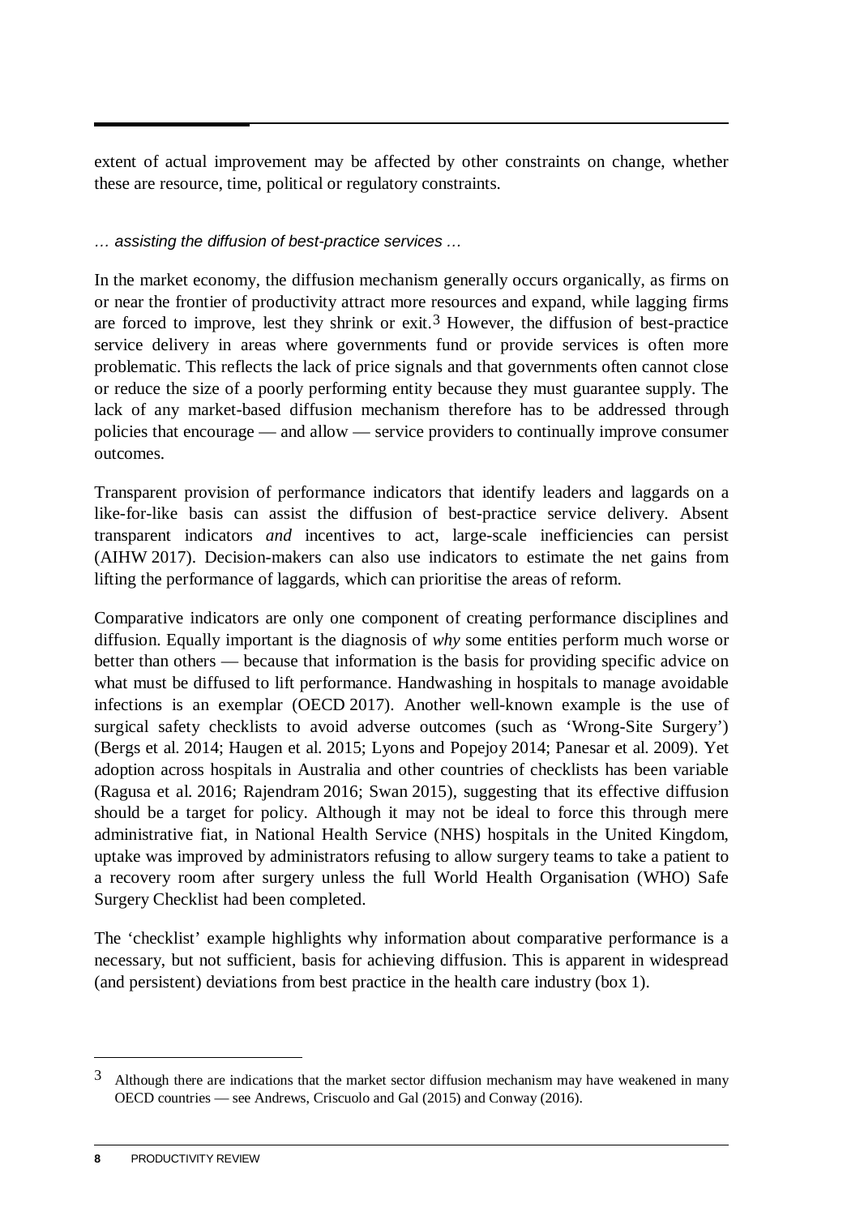extent of actual improvement may be affected by other constraints on change, whether these are resource, time, political or regulatory constraints.

*… assisting the diffusion of best-practice services …*

In the market economy, the diffusion mechanism generally occurs organically, as firms on or near the frontier of productivity attract more resources and expand, while lagging firms are forced to improve, lest they shrink or exit.[3] However, the diffusion of best-practice service delivery in areas where governments fund or provide services is often more problematic. This reflects the lack of price signals and that governments often cannot close or reduce the size of a poorly performing entity because they must guarantee supply. The lack of any market-based diffusion mechanism therefore has to be addressed through policies that encourage — and allow — service providers to continually improve consumer outcomes.

Transparent provision of performance indicators that identify leaders and laggards on a like-for-like basis can assist the diffusion of best-practice service delivery. Absent transparent indicators *and* incentives to act, large-scale inefficiencies can persist (AIHW 2017). Decision-makers can also use indicators to estimate the net gains from lifting the performance of laggards, which can prioritise the areas of reform.

Comparative indicators are only one component of creating performance disciplines and diffusion. Equally important is the diagnosis of *why* some entities perform much worse or better than others — because that information is the basis for providing specific advice on what must be diffused to lift performance. Handwashing in hospitals to manage avoidable infections is an exemplar (OECD 2017). Another well-known example is the use of surgical safety checklists to avoid adverse outcomes (such as 'Wrong-Site Surgery') (Bergs et al. 2014; Haugen et al. 2015; Lyons and Popejoy 2014; Panesar et al. 2009). Yet adoption across hospitals in Australia and other countries of checklists has been variable (Ragusa et al. 2016; Rajendram 2016; Swan 2015), suggesting that its effective diffusion should be a target for policy. Although it may not be ideal to force this through mere administrative fiat, in National Health Service (NHS) hospitals in the United Kingdom, uptake was improved by administrators refusing to allow surgery teams to take a patient to a recovery room after surgery unless the full World Health Organisation (WHO) Safe Surgery Checklist had been completed.

The 'checklist' example highlights why information about comparative performance is a necessary, but not sufficient, basis for achieving diffusion. This is apparent in widespread (and persistent) deviations from best practice in the health care industry (box 1).

---

[3] Although there are indications that the market sector diffusion mechanism may have weakened in many OECD countries — see Andrews, Criscuolo and Gal (2015) and Conway (2016).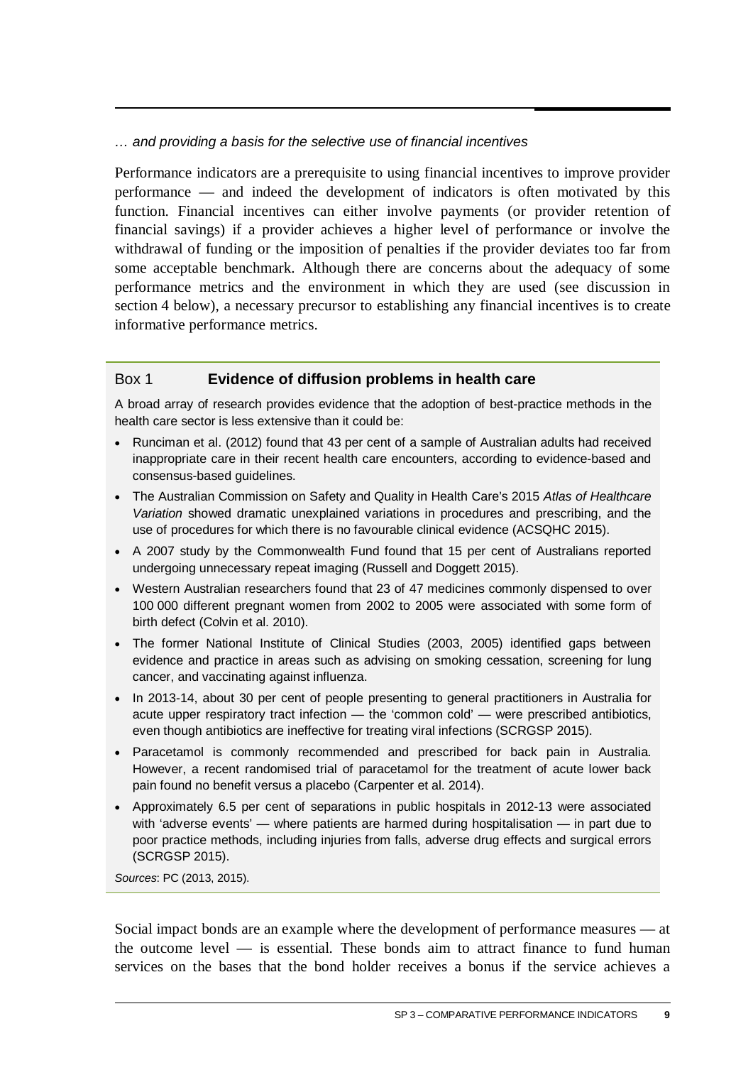*… and providing a basis for the selective use of financial incentives*

Performance indicators are a prerequisite to using financial incentives to improve provider performance — and indeed the development of indicators is often motivated by this function. Financial incentives can either involve payments (or provider retention of financial savings) if a provider achieves a higher level of performance or involve the withdrawal of funding or the imposition of penalties if the provider deviates too far from some acceptable benchmark. Although there are concerns about the adequacy of some performance metrics and the environment in which they are used (see discussion in section 4 below), a necessary precursor to establishing any financial incentives is to create informative performance metrics.

### Box 1 **Evidence of diffusion problems in health care**

A broad array of research provides evidence that the adoption of best-practice methods in the health care sector is less extensive than it could be:

- Runciman et al. (2012) found that 43 per cent of a sample of Australian adults had received inappropriate care in their recent health care encounters, according to evidence-based and consensus-based guidelines.
- The Australian Commission on Safety and Quality in Health Care's 2015 *Atlas of Healthcare Variation* showed dramatic unexplained variations in procedures and prescribing, and the use of procedures for which there is no favourable clinical evidence (ACSQHC 2015).
- A 2007 study by the Commonwealth Fund found that 15 per cent of Australians reported undergoing unnecessary repeat imaging (Russell and Doggett 2015).
- Western Australian researchers found that 23 of 47 medicines commonly dispensed to over 100 000 different pregnant women from 2002 to 2005 were associated with some form of birth defect (Colvin et al. 2010).
- The former National Institute of Clinical Studies (2003, 2005) identified gaps between evidence and practice in areas such as advising on smoking cessation, screening for lung cancer, and vaccinating against influenza.
- In 2013-14, about 30 per cent of people presenting to general practitioners in Australia for acute upper respiratory tract infection — the 'common cold' — were prescribed antibiotics, even though antibiotics are ineffective for treating viral infections (SCRGSP 2015).
- Paracetamol is commonly recommended and prescribed for back pain in Australia. However, a recent randomised trial of paracetamol for the treatment of acute lower back pain found no benefit versus a placebo (Carpenter et al. 2014).
- Approximately 6.5 per cent of separations in public hospitals in 2012-13 were associated with 'adverse events' — where patients are harmed during hospitalisation — in part due to poor practice methods, including injuries from falls, adverse drug effects and surgical errors (SCRGSP 2015).

*Sources*: PC (2013, 2015).

Social impact bonds are an example where the development of performance measures — at the outcome level — is essential. These bonds aim to attract finance to fund human services on the bases that the bond holder receives a bonus if the service achieves a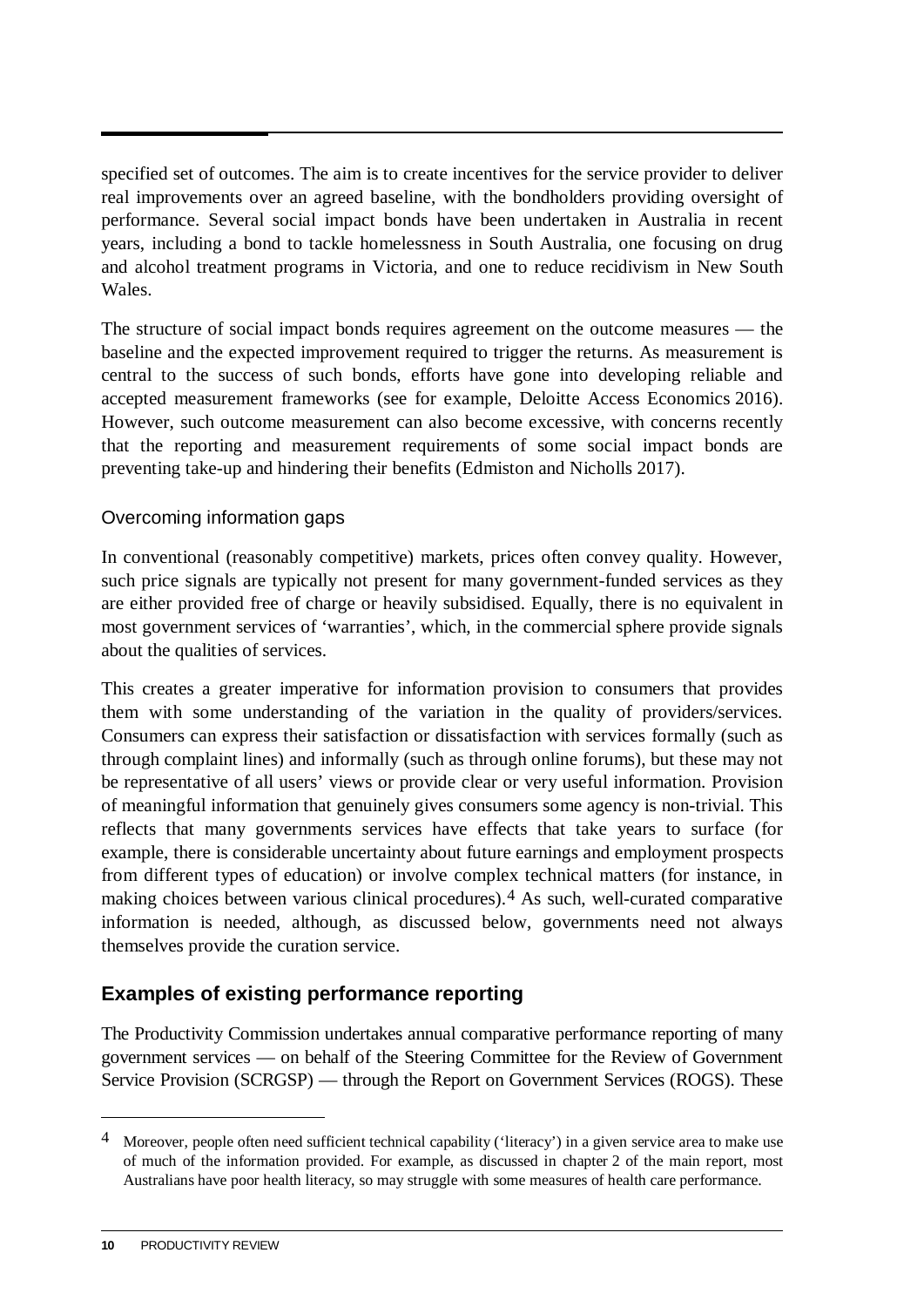specified set of outcomes. The aim is to create incentives for the service provider to deliver real improvements over an agreed baseline, with the bondholders providing oversight of performance. Several social impact bonds have been undertaken in Australia in recent years, including a bond to tackle homelessness in South Australia, one focusing on drug and alcohol treatment programs in Victoria, and one to reduce recidivism in New South Wales.

The structure of social impact bonds requires agreement on the outcome measures — the baseline and the expected improvement required to trigger the returns. As measurement is central to the success of such bonds, efforts have gone into developing reliable and accepted measurement frameworks (see for example, Deloitte Access Economics 2016). However, such outcome measurement can also become excessive, with concerns recently that the reporting and measurement requirements of some social impact bonds are preventing take-up and hindering their benefits (Edmiston and Nicholls 2017).

### Overcoming information gaps

In conventional (reasonably competitive) markets, prices often convey quality. However, such price signals are typically not present for many government-funded services as they are either provided free of charge or heavily subsidised. Equally, there is no equivalent in most government services of 'warranties', which, in the commercial sphere provide signals about the qualities of services.

This creates a greater imperative for information provision to consumers that provides them with some understanding of the variation in the quality of providers/services. Consumers can express their satisfaction or dissatisfaction with services formally (such as through complaint lines) and informally (such as through online forums), but these may not be representative of all users' views or provide clear or very useful information. Provision of meaningful information that genuinely gives consumers some agency is non-trivial. This reflects that many governments services have effects that take years to surface (for example, there is considerable uncertainty about future earnings and employment prospects from different types of education) or involve complex technical matters (for instance, in making choices between various clinical procedures).[4] As such, well-curated comparative information is needed, although, as discussed below, governments need not always themselves provide the curation service.

## Examples of existing performance reporting

The Productivity Commission undertakes annual comparative performance reporting of many government services — on behalf of the Steering Committee for the Review of Government Service Provision (SCRGSP) — through the Report on Government Services (ROGS). These

---

[4] Moreover, people often need sufficient technical capability ('literacy') in a given service area to make use of much of the information provided. For example, as discussed in chapter 2 of the main report, most Australians have poor health literacy, so may struggle with some measures of health care performance.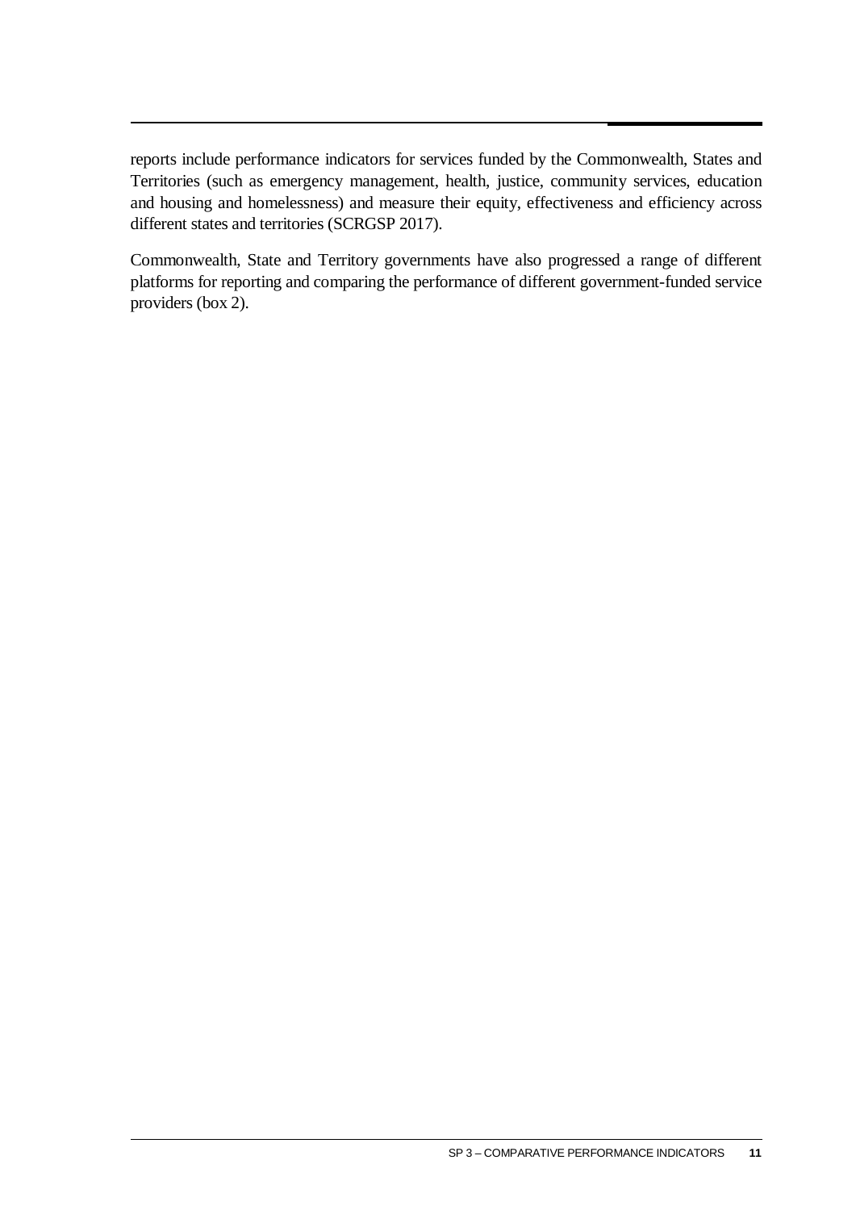reports include performance indicators for services funded by the Commonwealth, States and Territories (such as emergency management, health, justice, community services, education and housing and homelessness) and measure their equity, effectiveness and efficiency across different states and territories (SCRGSP 2017).

Commonwealth, State and Territory governments have also progressed a range of different platforms for reporting and comparing the performance of different government-funded service providers (box 2).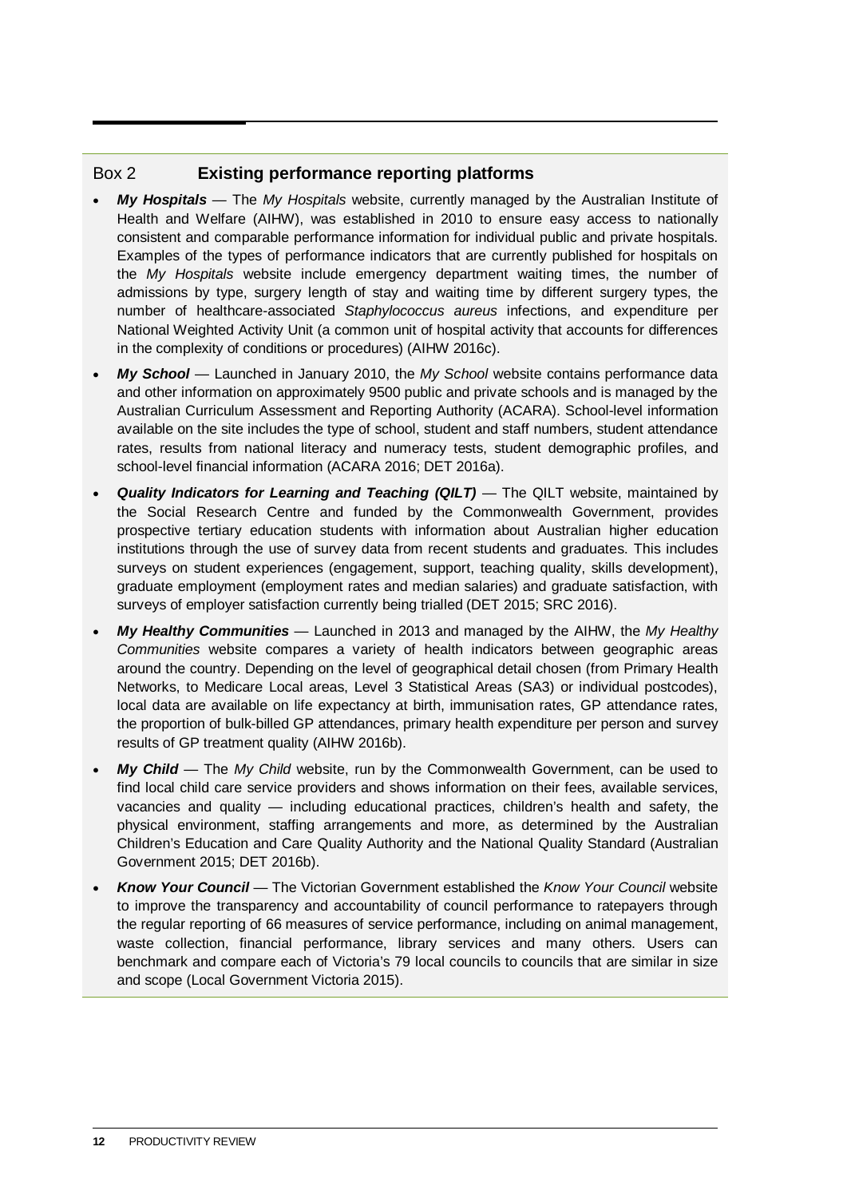## Box 2 Existing performance reporting platforms

- ***My Hospitals*** — The *My Hospitals* website, currently managed by the Australian Institute of Health and Welfare (AIHW), was established in 2010 to ensure easy access to nationally consistent and comparable performance information for individual public and private hospitals. Examples of the types of performance indicators that are currently published for hospitals on the *My Hospitals* website include emergency department waiting times, the number of admissions by type, surgery length of stay and waiting time by different surgery types, the number of healthcare-associated *Staphylococcus aureus* infections, and expenditure per National Weighted Activity Unit (a common unit of hospital activity that accounts for differences in the complexity of conditions or procedures) (AIHW 2016c).
- ***My School*** — Launched in January 2010, the *My School* website contains performance data and other information on approximately 9500 public and private schools and is managed by the Australian Curriculum Assessment and Reporting Authority (ACARA). School-level information available on the site includes the type of school, student and staff numbers, student attendance rates, results from national literacy and numeracy tests, student demographic profiles, and school-level financial information (ACARA 2016; DET 2016a).
- ***Quality Indicators for Learning and Teaching (QILT)*** — The QILT website, maintained by the Social Research Centre and funded by the Commonwealth Government, provides prospective tertiary education students with information about Australian higher education institutions through the use of survey data from recent students and graduates. This includes surveys on student experiences (engagement, support, teaching quality, skills development), graduate employment (employment rates and median salaries) and graduate satisfaction, with surveys of employer satisfaction currently being trialled (DET 2015; SRC 2016).
- ***My Healthy Communities*** — Launched in 2013 and managed by the AIHW, the *My Healthy Communities* website compares a variety of health indicators between geographic areas around the country. Depending on the level of geographical detail chosen (from Primary Health Networks, to Medicare Local areas, Level 3 Statistical Areas (SA3) or individual postcodes), local data are available on life expectancy at birth, immunisation rates, GP attendance rates, the proportion of bulk-billed GP attendances, primary health expenditure per person and survey results of GP treatment quality (AIHW 2016b).
- ***My Child*** — The *My Child* website, run by the Commonwealth Government, can be used to find local child care service providers and shows information on their fees, available services, vacancies and quality — including educational practices, children's health and safety, the physical environment, staffing arrangements and more, as determined by the Australian Children's Education and Care Quality Authority and the National Quality Standard (Australian Government 2015; DET 2016b).
- ***Know Your Council*** — The Victorian Government established the *Know Your Council* website to improve the transparency and accountability of council performance to ratepayers through the regular reporting of 66 measures of service performance, including on animal management, waste collection, financial performance, library services and many others. Users can benchmark and compare each of Victoria's 79 local councils to councils that are similar in size and scope (Local Government Victoria 2015).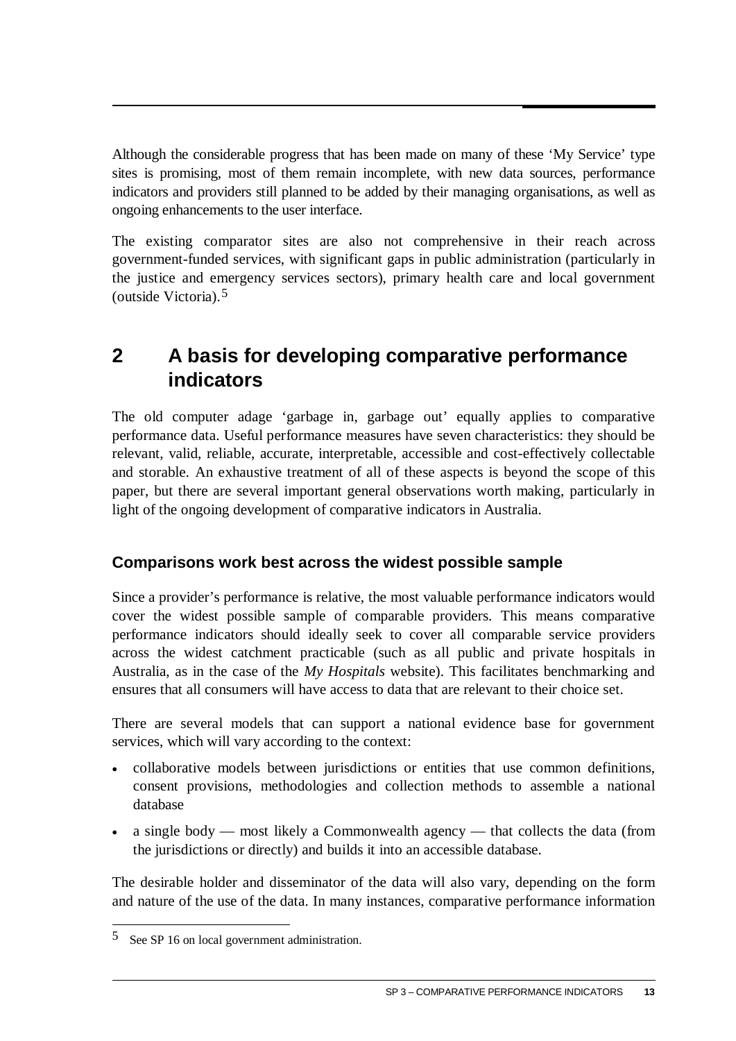Although the considerable progress that has been made on many of these 'My Service' type sites is promising, most of them remain incomplete, with new data sources, performance indicators and providers still planned to be added by their managing organisations, as well as ongoing enhancements to the user interface.

The existing comparator sites are also not comprehensive in their reach across government-funded services, with significant gaps in public administration (particularly in the justice and emergency services sectors), primary health care and local government (outside Victoria).[5]

## 2 A basis for developing comparative performance indicators

The old computer adage 'garbage in, garbage out' equally applies to comparative performance data. Useful performance measures have seven characteristics: they should be relevant, valid, reliable, accurate, interpretable, accessible and cost-effectively collectable and storable. An exhaustive treatment of all of these aspects is beyond the scope of this paper, but there are several important general observations worth making, particularly in light of the ongoing development of comparative indicators in Australia.

### Comparisons work best across the widest possible sample

Since a provider's performance is relative, the most valuable performance indicators would cover the widest possible sample of comparable providers. This means comparative performance indicators should ideally seek to cover all comparable service providers across the widest catchment practicable (such as all public and private hospitals in Australia, as in the case of the *My Hospitals* website). This facilitates benchmarking and ensures that all consumers will have access to data that are relevant to their choice set.

There are several models that can support a national evidence base for government services, which will vary according to the context:

- collaborative models between jurisdictions or entities that use common definitions, consent provisions, methodologies and collection methods to assemble a national database
- a single body — most likely a Commonwealth agency — that collects the data (from the jurisdictions or directly) and builds it into an accessible database.

The desirable holder and disseminator of the data will also vary, depending on the form and nature of the use of the data. In many instances, comparative performance information

---

5 See SP 16 on local government administration.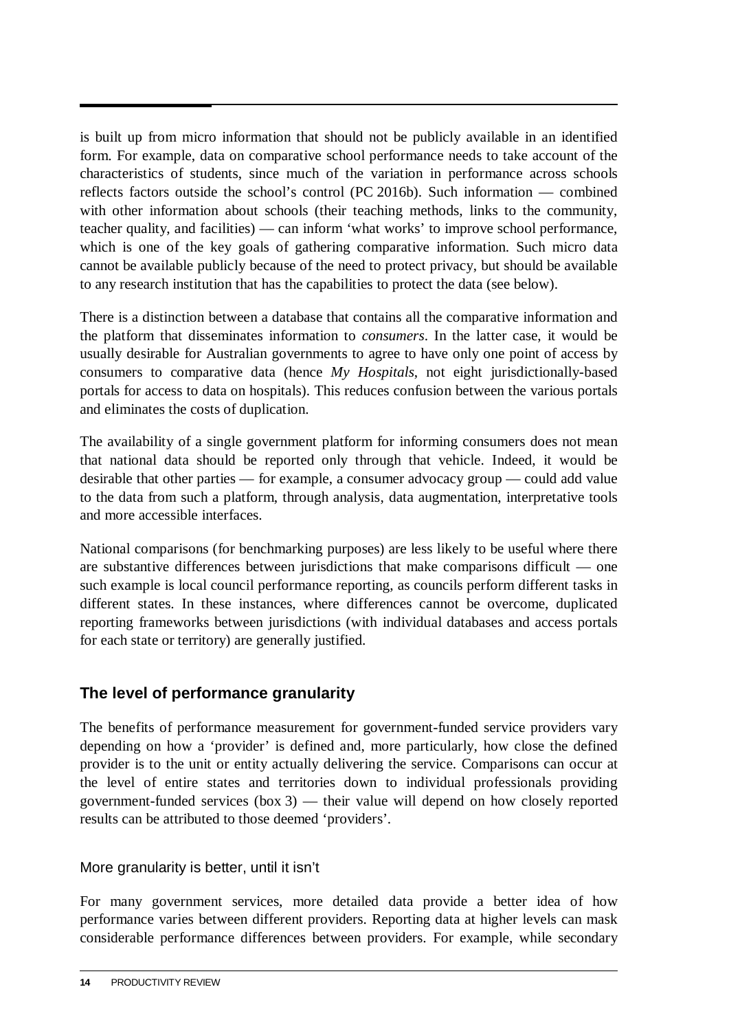is built up from micro information that should not be publicly available in an identified form. For example, data on comparative school performance needs to take account of the characteristics of students, since much of the variation in performance across schools reflects factors outside the school's control (PC 2016b). Such information — combined with other information about schools (their teaching methods, links to the community, teacher quality, and facilities) — can inform 'what works' to improve school performance, which is one of the key goals of gathering comparative information. Such micro data cannot be available publicly because of the need to protect privacy, but should be available to any research institution that has the capabilities to protect the data (see below).

There is a distinction between a database that contains all the comparative information and the platform that disseminates information to *consumers*. In the latter case, it would be usually desirable for Australian governments to agree to have only one point of access by consumers to comparative data (hence *My Hospitals*, not eight jurisdictionally-based portals for access to data on hospitals). This reduces confusion between the various portals and eliminates the costs of duplication.

The availability of a single government platform for informing consumers does not mean that national data should be reported only through that vehicle. Indeed, it would be desirable that other parties — for example, a consumer advocacy group — could add value to the data from such a platform, through analysis, data augmentation, interpretative tools and more accessible interfaces.

National comparisons (for benchmarking purposes) are less likely to be useful where there are substantive differences between jurisdictions that make comparisons difficult — one such example is local council performance reporting, as councils perform different tasks in different states. In these instances, where differences cannot be overcome, duplicated reporting frameworks between jurisdictions (with individual databases and access portals for each state or territory) are generally justified.

## The level of performance granularity

The benefits of performance measurement for government-funded service providers vary depending on how a 'provider' is defined and, more particularly, how close the defined provider is to the unit or entity actually delivering the service. Comparisons can occur at the level of entire states and territories down to individual professionals providing government-funded services (box 3) — their value will depend on how closely reported results can be attributed to those deemed 'providers'.

### More granularity is better, until it isn't

For many government services, more detailed data provide a better idea of how performance varies between different providers. Reporting data at higher levels can mask considerable performance differences between providers. For example, while secondary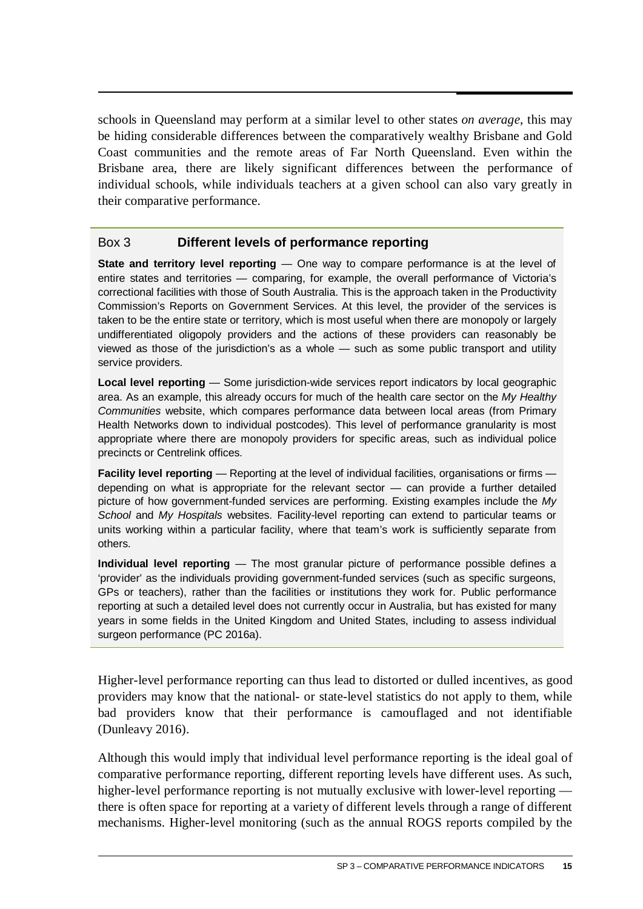schools in Queensland may perform at a similar level to other states *on average*, this may be hiding considerable differences between the comparatively wealthy Brisbane and Gold Coast communities and the remote areas of Far North Queensland. Even within the Brisbane area, there are likely significant differences between the performance of individual schools, while individuals teachers at a given school can also vary greatly in their comparative performance.

### Box 3 Different levels of performance reporting

**State and territory level reporting** — One way to compare performance is at the level of entire states and territories — comparing, for example, the overall performance of Victoria's correctional facilities with those of South Australia. This is the approach taken in the Productivity Commission's Reports on Government Services. At this level, the provider of the services is taken to be the entire state or territory, which is most useful when there are monopoly or largely undifferentiated oligopoly providers and the actions of these providers can reasonably be viewed as those of the jurisdiction's as a whole — such as some public transport and utility service providers.

**Local level reporting** — Some jurisdiction-wide services report indicators by local geographic area. As an example, this already occurs for much of the health care sector on the *My Healthy Communities* website, which compares performance data between local areas (from Primary Health Networks down to individual postcodes). This level of performance granularity is most appropriate where there are monopoly providers for specific areas, such as individual police precincts or Centrelink offices.

**Facility level reporting** — Reporting at the level of individual facilities, organisations or firms — depending on what is appropriate for the relevant sector — can provide a further detailed picture of how government-funded services are performing. Existing examples include the *My School* and *My Hospitals* websites. Facility-level reporting can extend to particular teams or units working within a particular facility, where that team's work is sufficiently separate from others.

**Individual level reporting** — The most granular picture of performance possible defines a 'provider' as the individuals providing government-funded services (such as specific surgeons, GPs or teachers), rather than the facilities or institutions they work for. Public performance reporting at such a detailed level does not currently occur in Australia, but has existed for many years in some fields in the United Kingdom and United States, including to assess individual surgeon performance (PC 2016a).

Higher-level performance reporting can thus lead to distorted or dulled incentives, as good providers may know that the national- or state-level statistics do not apply to them, while bad providers know that their performance is camouflaged and not identifiable (Dunleavy 2016).

Although this would imply that individual level performance reporting is the ideal goal of comparative performance reporting, different reporting levels have different uses. As such, higher-level performance reporting is not mutually exclusive with lower-level reporting — there is often space for reporting at a variety of different levels through a range of different mechanisms. Higher-level monitoring (such as the annual ROGS reports compiled by the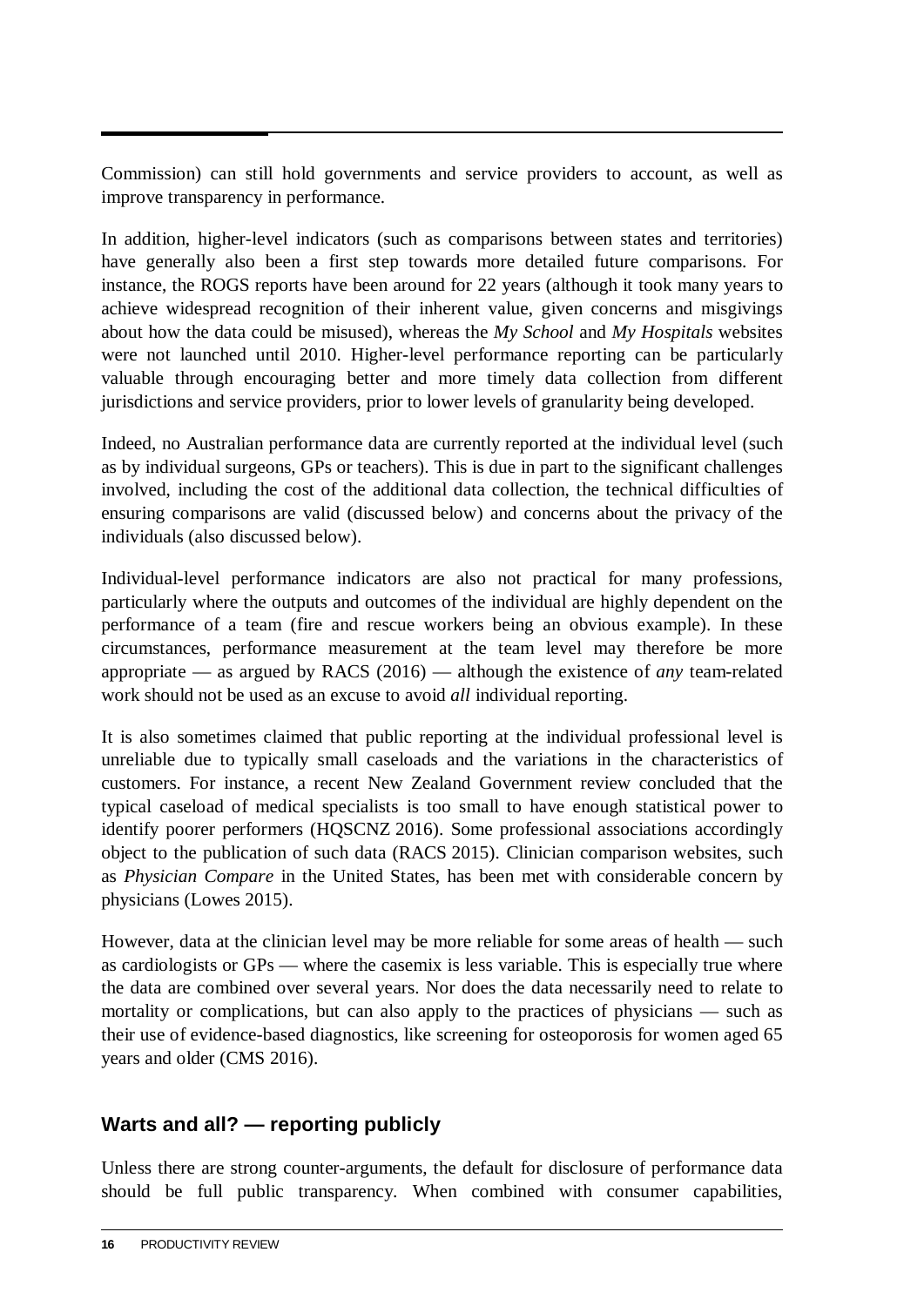Commission) can still hold governments and service providers to account, as well as improve transparency in performance.

In addition, higher-level indicators (such as comparisons between states and territories) have generally also been a first step towards more detailed future comparisons. For instance, the ROGS reports have been around for 22 years (although it took many years to achieve widespread recognition of their inherent value, given concerns and misgivings about how the data could be misused), whereas the *My School* and *My Hospitals* websites were not launched until 2010. Higher-level performance reporting can be particularly valuable through encouraging better and more timely data collection from different jurisdictions and service providers, prior to lower levels of granularity being developed.

Indeed, no Australian performance data are currently reported at the individual level (such as by individual surgeons, GPs or teachers). This is due in part to the significant challenges involved, including the cost of the additional data collection, the technical difficulties of ensuring comparisons are valid (discussed below) and concerns about the privacy of the individuals (also discussed below).

Individual-level performance indicators are also not practical for many professions, particularly where the outputs and outcomes of the individual are highly dependent on the performance of a team (fire and rescue workers being an obvious example). In these circumstances, performance measurement at the team level may therefore be more appropriate — as argued by RACS (2016) — although the existence of *any* team-related work should not be used as an excuse to avoid *all* individual reporting.

It is also sometimes claimed that public reporting at the individual professional level is unreliable due to typically small caseloads and the variations in the characteristics of customers. For instance, a recent New Zealand Government review concluded that the typical caseload of medical specialists is too small to have enough statistical power to identify poorer performers (HQSCNZ 2016). Some professional associations accordingly object to the publication of such data (RACS 2015). Clinician comparison websites, such as *Physician Compare* in the United States, has been met with considerable concern by physicians (Lowes 2015).

However, data at the clinician level may be more reliable for some areas of health — such as cardiologists or GPs — where the casemix is less variable. This is especially true where the data are combined over several years. Nor does the data necessarily need to relate to mortality or complications, but can also apply to the practices of physicians — such as their use of evidence-based diagnostics, like screening for osteoporosis for women aged 65 years and older (CMS 2016).

## Warts and all? — reporting publicly

Unless there are strong counter-arguments, the default for disclosure of performance data should be full public transparency. When combined with consumer capabilities,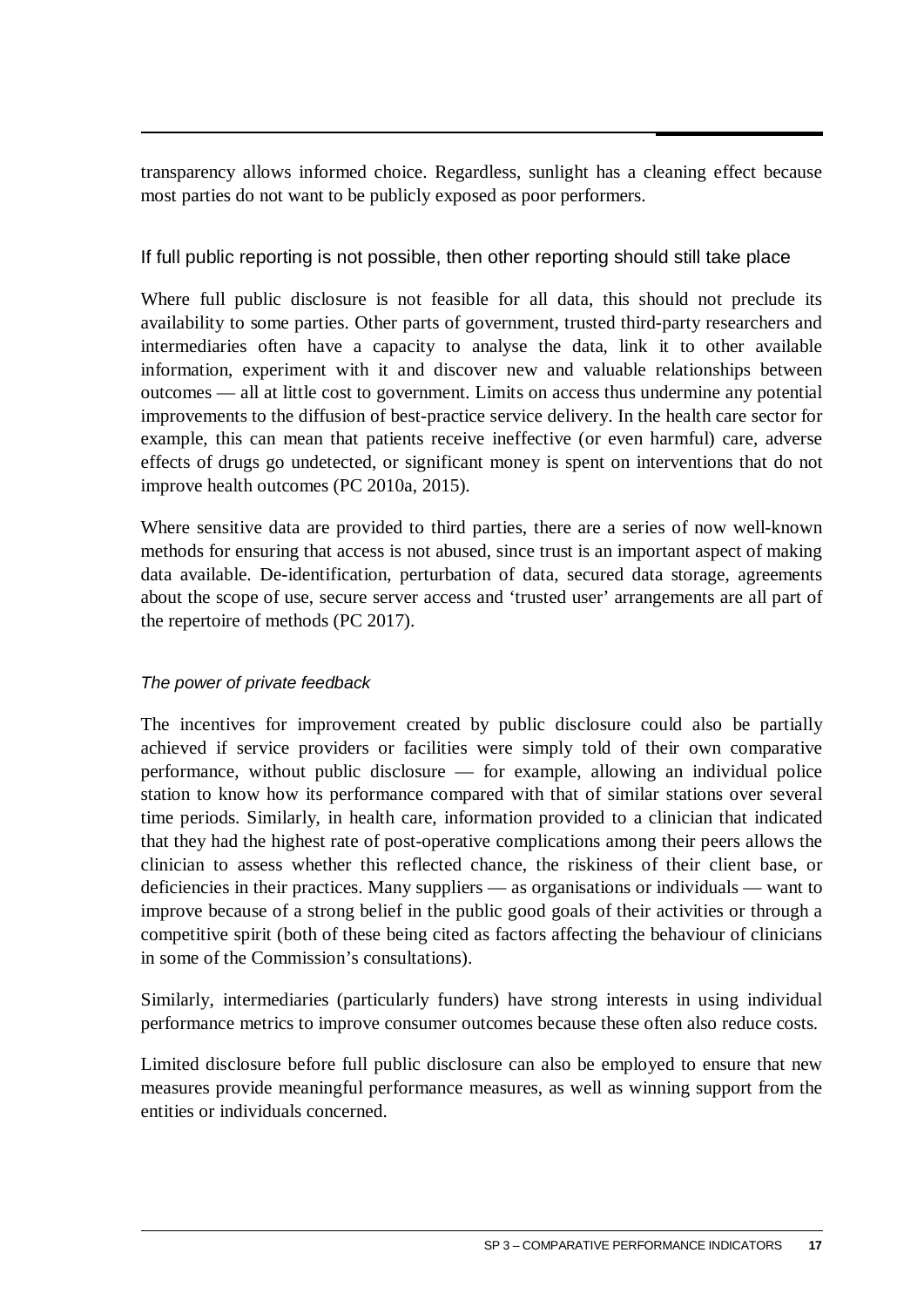transparency allows informed choice. Regardless, sunlight has a cleaning effect because most parties do not want to be publicly exposed as poor performers.

### If full public reporting is not possible, then other reporting should still take place

Where full public disclosure is not feasible for all data, this should not preclude its availability to some parties. Other parts of government, trusted third-party researchers and intermediaries often have a capacity to analyse the data, link it to other available information, experiment with it and discover new and valuable relationships between outcomes — all at little cost to government. Limits on access thus undermine any potential improvements to the diffusion of best-practice service delivery. In the health care sector for example, this can mean that patients receive ineffective (or even harmful) care, adverse effects of drugs go undetected, or significant money is spent on interventions that do not improve health outcomes (PC 2010a, 2015).

Where sensitive data are provided to third parties, there are a series of now well-known methods for ensuring that access is not abused, since trust is an important aspect of making data available. De-identification, perturbation of data, secured data storage, agreements about the scope of use, secure server access and 'trusted user' arrangements are all part of the repertoire of methods (PC 2017).

#### *The power of private feedback*

The incentives for improvement created by public disclosure could also be partially achieved if service providers or facilities were simply told of their own comparative performance, without public disclosure — for example, allowing an individual police station to know how its performance compared with that of similar stations over several time periods. Similarly, in health care, information provided to a clinician that indicated that they had the highest rate of post-operative complications among their peers allows the clinician to assess whether this reflected chance, the riskiness of their client base, or deficiencies in their practices. Many suppliers — as organisations or individuals — want to improve because of a strong belief in the public good goals of their activities or through a competitive spirit (both of these being cited as factors affecting the behaviour of clinicians in some of the Commission's consultations).

Similarly, intermediaries (particularly funders) have strong interests in using individual performance metrics to improve consumer outcomes because these often also reduce costs.

Limited disclosure before full public disclosure can also be employed to ensure that new measures provide meaningful performance measures, as well as winning support from the entities or individuals concerned.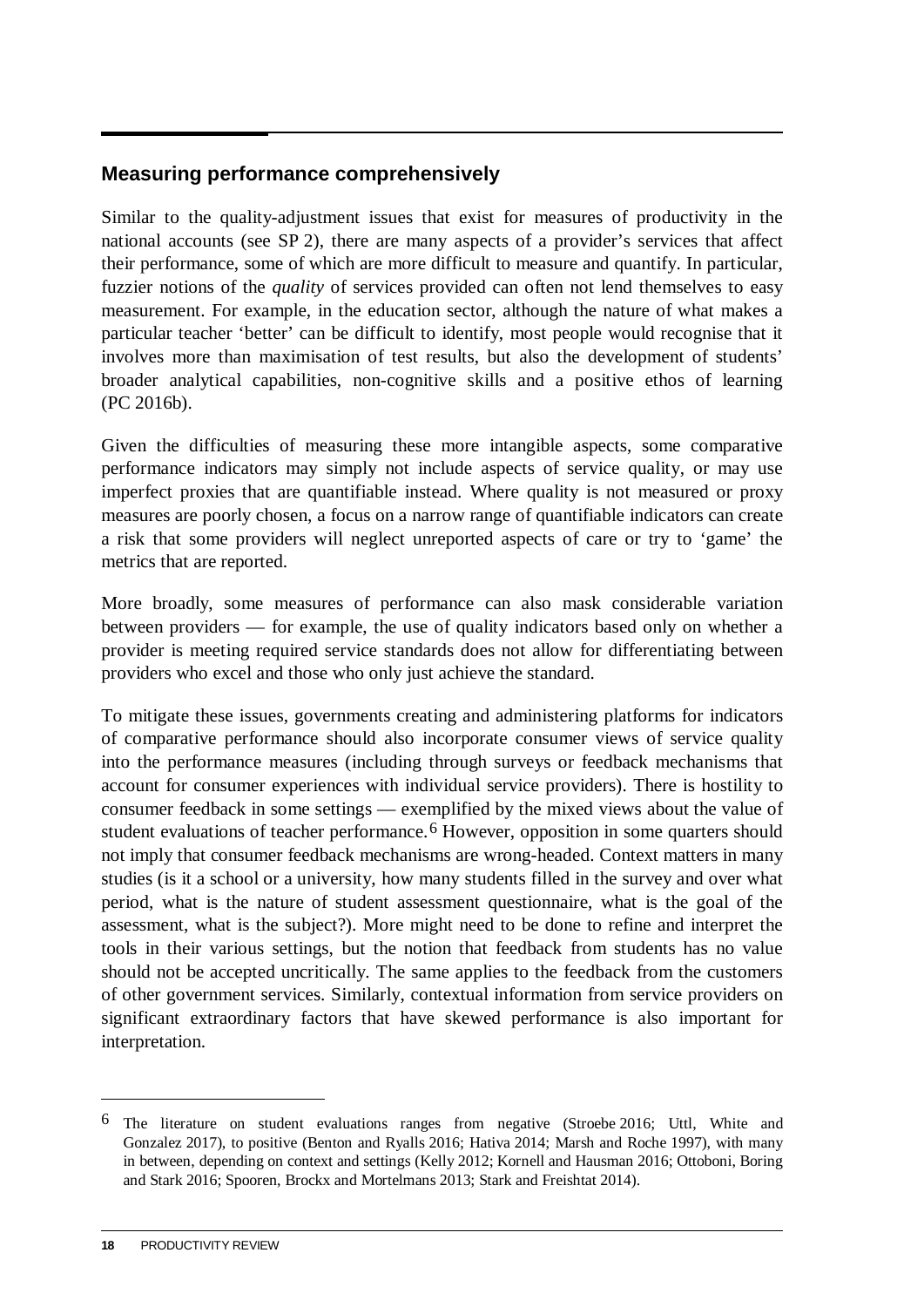## Measuring performance comprehensively

Similar to the quality-adjustment issues that exist for measures of productivity in the national accounts (see SP 2), there are many aspects of a provider's services that affect their performance, some of which are more difficult to measure and quantify. In particular, fuzzier notions of the *quality* of services provided can often not lend themselves to easy measurement. For example, in the education sector, although the nature of what makes a particular teacher 'better' can be difficult to identify, most people would recognise that it involves more than maximisation of test results, but also the development of students' broader analytical capabilities, non-cognitive skills and a positive ethos of learning (PC 2016b).

Given the difficulties of measuring these more intangible aspects, some comparative performance indicators may simply not include aspects of service quality, or may use imperfect proxies that are quantifiable instead. Where quality is not measured or proxy measures are poorly chosen, a focus on a narrow range of quantifiable indicators can create a risk that some providers will neglect unreported aspects of care or try to 'game' the metrics that are reported.

More broadly, some measures of performance can also mask considerable variation between providers — for example, the use of quality indicators based only on whether a provider is meeting required service standards does not allow for differentiating between providers who excel and those who only just achieve the standard.

To mitigate these issues, governments creating and administering platforms for indicators of comparative performance should also incorporate consumer views of service quality into the performance measures (including through surveys or feedback mechanisms that account for consumer experiences with individual service providers). There is hostility to consumer feedback in some settings — exemplified by the mixed views about the value of student evaluations of teacher performance.[6] However, opposition in some quarters should not imply that consumer feedback mechanisms are wrong-headed. Context matters in many studies (is it a school or a university, how many students filled in the survey and over what period, what is the nature of student assessment questionnaire, what is the goal of the assessment, what is the subject?). More might need to be done to refine and interpret the tools in their various settings, but the notion that feedback from students has no value should not be accepted uncritically. The same applies to the feedback from the customers of other government services. Similarly, contextual information from service providers on significant extraordinary factors that have skewed performance is also important for interpretation.

---

[6] The literature on student evaluations ranges from negative (Stroebe 2016; Uttl, White and Gonzalez 2017), to positive (Benton and Ryalls 2016; Hativa 2014; Marsh and Roche 1997), with many in between, depending on context and settings (Kelly 2012; Kornell and Hausman 2016; Ottoboni, Boring and Stark 2016; Spooren, Brockx and Mortelmans 2013; Stark and Freishtat 2014).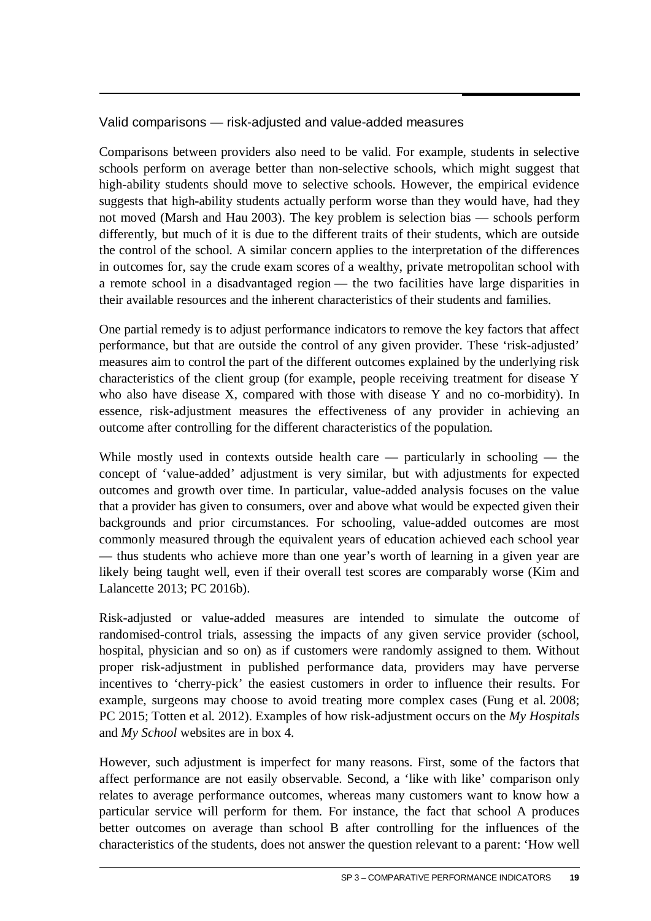## Valid comparisons — risk-adjusted and value-added measures

Comparisons between providers also need to be valid. For example, students in selective schools perform on average better than non-selective schools, which might suggest that high-ability students should move to selective schools. However, the empirical evidence suggests that high-ability students actually perform worse than they would have, had they not moved (Marsh and Hau 2003). The key problem is selection bias — schools perform differently, but much of it is due to the different traits of their students, which are outside the control of the school. A similar concern applies to the interpretation of the differences in outcomes for, say the crude exam scores of a wealthy, private metropolitan school with a remote school in a disadvantaged region — the two facilities have large disparities in their available resources and the inherent characteristics of their students and families.

One partial remedy is to adjust performance indicators to remove the key factors that affect performance, but that are outside the control of any given provider. These 'risk-adjusted' measures aim to control the part of the different outcomes explained by the underlying risk characteristics of the client group (for example, people receiving treatment for disease Y who also have disease X, compared with those with disease Y and no co-morbidity). In essence, risk-adjustment measures the effectiveness of any provider in achieving an outcome after controlling for the different characteristics of the population.

While mostly used in contexts outside health care — particularly in schooling — the concept of 'value-added' adjustment is very similar, but with adjustments for expected outcomes and growth over time. In particular, value-added analysis focuses on the value that a provider has given to consumers, over and above what would be expected given their backgrounds and prior circumstances. For schooling, value-added outcomes are most commonly measured through the equivalent years of education achieved each school year — thus students who achieve more than one year's worth of learning in a given year are likely being taught well, even if their overall test scores are comparably worse (Kim and Lalancette 2013; PC 2016b).

Risk-adjusted or value-added measures are intended to simulate the outcome of randomised-control trials, assessing the impacts of any given service provider (school, hospital, physician and so on) as if customers were randomly assigned to them. Without proper risk-adjustment in published performance data, providers may have perverse incentives to 'cherry-pick' the easiest customers in order to influence their results. For example, surgeons may choose to avoid treating more complex cases (Fung et al. 2008; PC 2015; Totten et al. 2012). Examples of how risk-adjustment occurs on the *My Hospitals* and *My School* websites are in box 4.

However, such adjustment is imperfect for many reasons. First, some of the factors that affect performance are not easily observable. Second, a 'like with like' comparison only relates to average performance outcomes, whereas many customers want to know how a particular service will perform for them. For instance, the fact that school A produces better outcomes on average than school B after controlling for the influences of the characteristics of the students, does not answer the question relevant to a parent: 'How well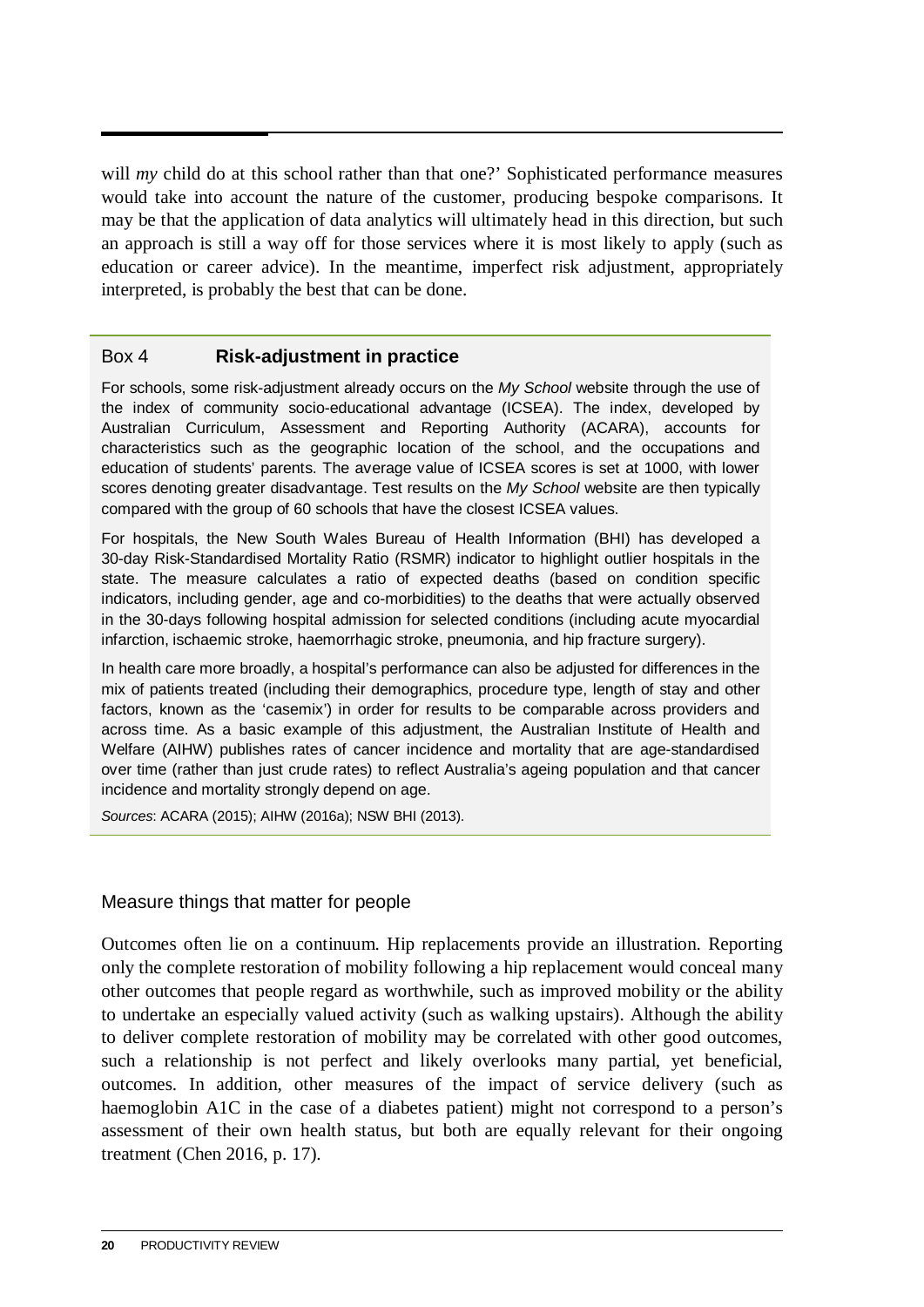will *my* child do at this school rather than that one?' Sophisticated performance measures would take into account the nature of the customer, producing bespoke comparisons. It may be that the application of data analytics will ultimately head in this direction, but such an approach is still a way off for those services where it is most likely to apply (such as education or career advice). In the meantime, imperfect risk adjustment, appropriately interpreted, is probably the best that can be done.

> Box 4 **Risk-adjustment in practice**
>
> For schools, some risk-adjustment already occurs on the *My School* website through the use of the index of community socio-educational advantage (ICSEA). The index, developed by Australian Curriculum, Assessment and Reporting Authority (ACARA), accounts for characteristics such as the geographic location of the school, and the occupations and education of students' parents. The average value of ICSEA scores is set at 1000, with lower scores denoting greater disadvantage. Test results on the *My School* website are then typically compared with the group of 60 schools that have the closest ICSEA values.
>
> For hospitals, the New South Wales Bureau of Health Information (BHI) has developed a 30-day Risk-Standardised Mortality Ratio (RSMR) indicator to highlight outlier hospitals in the state. The measure calculates a ratio of expected deaths (based on condition specific indicators, including gender, age and co-morbidities) to the deaths that were actually observed in the 30-days following hospital admission for selected conditions (including acute myocardial infarction, ischaemic stroke, haemorrhagic stroke, pneumonia, and hip fracture surgery).
>
> In health care more broadly, a hospital's performance can also be adjusted for differences in the mix of patients treated (including their demographics, procedure type, length of stay and other factors, known as the 'casemix') in order for results to be comparable across providers and across time. As a basic example of this adjustment, the Australian Institute of Health and Welfare (AIHW) publishes rates of cancer incidence and mortality that are age-standardised over time (rather than just crude rates) to reflect Australia's ageing population and that cancer incidence and mortality strongly depend on age.
>
> *Sources*: ACARA (2015); AIHW (2016a); NSW BHI (2013).

## Measure things that matter for people

Outcomes often lie on a continuum. Hip replacements provide an illustration. Reporting only the complete restoration of mobility following a hip replacement would conceal many other outcomes that people regard as worthwhile, such as improved mobility or the ability to undertake an especially valued activity (such as walking upstairs). Although the ability to deliver complete restoration of mobility may be correlated with other good outcomes, such a relationship is not perfect and likely overlooks many partial, yet beneficial, outcomes. In addition, other measures of the impact of service delivery (such as haemoglobin A1C in the case of a diabetes patient) might not correspond to a person's assessment of their own health status, but both are equally relevant for their ongoing treatment (Chen 2016, p. 17).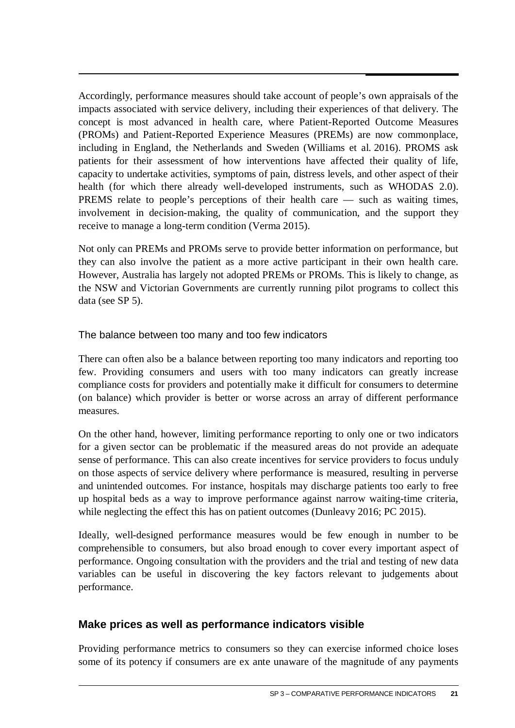Accordingly, performance measures should take account of people's own appraisals of the impacts associated with service delivery, including their experiences of that delivery. The concept is most advanced in health care, where Patient-Reported Outcome Measures (PROMs) and Patient-Reported Experience Measures (PREMs) are now commonplace, including in England, the Netherlands and Sweden (Williams et al. 2016). PROMS ask patients for their assessment of how interventions have affected their quality of life, capacity to undertake activities, symptoms of pain, distress levels, and other aspect of their health (for which there already well-developed instruments, such as WHODAS 2.0). PREMS relate to people's perceptions of their health care — such as waiting times, involvement in decision-making, the quality of communication, and the support they receive to manage a long-term condition (Verma 2015).

Not only can PREMs and PROMs serve to provide better information on performance, but they can also involve the patient as a more active participant in their own health care. However, Australia has largely not adopted PREMs or PROMs. This is likely to change, as the NSW and Victorian Governments are currently running pilot programs to collect this data (see SP 5).

### The balance between too many and too few indicators

There can often also be a balance between reporting too many indicators and reporting too few. Providing consumers and users with too many indicators can greatly increase compliance costs for providers and potentially make it difficult for consumers to determine (on balance) which provider is better or worse across an array of different performance measures.

On the other hand, however, limiting performance reporting to only one or two indicators for a given sector can be problematic if the measured areas do not provide an adequate sense of performance. This can also create incentives for service providers to focus unduly on those aspects of service delivery where performance is measured, resulting in perverse and unintended outcomes. For instance, hospitals may discharge patients too early to free up hospital beds as a way to improve performance against narrow waiting-time criteria, while neglecting the effect this has on patient outcomes (Dunleavy 2016; PC 2015).

Ideally, well-designed performance measures would be few enough in number to be comprehensible to consumers, but also broad enough to cover every important aspect of performance. Ongoing consultation with the providers and the trial and testing of new data variables can be useful in discovering the key factors relevant to judgements about performance.

## Make prices as well as performance indicators visible

Providing performance metrics to consumers so they can exercise informed choice loses some of its potency if consumers are ex ante unaware of the magnitude of any payments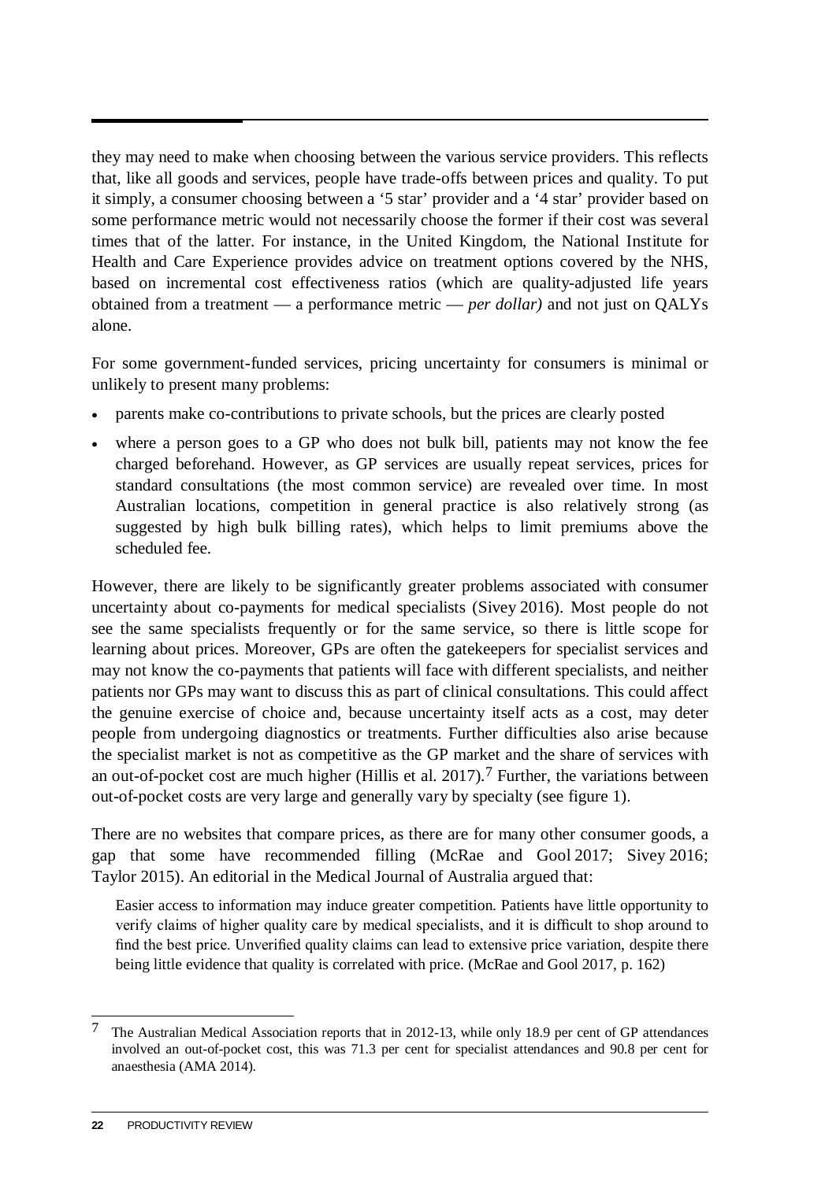they may need to make when choosing between the various service providers. This reflects that, like all goods and services, people have trade-offs between prices and quality. To put it simply, a consumer choosing between a '5 star' provider and a '4 star' provider based on some performance metric would not necessarily choose the former if their cost was several times that of the latter. For instance, in the United Kingdom, the National Institute for Health and Care Experience provides advice on treatment options covered by the NHS, based on incremental cost effectiveness ratios (which are quality-adjusted life years obtained from a treatment — a performance metric — *per dollar)* and not just on QALYs alone.

For some government-funded services, pricing uncertainty for consumers is minimal or unlikely to present many problems:

- parents make co-contributions to private schools, but the prices are clearly posted
- where a person goes to a GP who does not bulk bill, patients may not know the fee charged beforehand. However, as GP services are usually repeat services, prices for standard consultations (the most common service) are revealed over time. In most Australian locations, competition in general practice is also relatively strong (as suggested by high bulk billing rates), which helps to limit premiums above the scheduled fee.

However, there are likely to be significantly greater problems associated with consumer uncertainty about co-payments for medical specialists (Sivey 2016). Most people do not see the same specialists frequently or for the same service, so there is little scope for learning about prices. Moreover, GPs are often the gatekeepers for specialist services and may not know the co-payments that patients will face with different specialists, and neither patients nor GPs may want to discuss this as part of clinical consultations. This could affect the genuine exercise of choice and, because uncertainty itself acts as a cost, may deter people from undergoing diagnostics or treatments. Further difficulties also arise because the specialist market is not as competitive as the GP market and the share of services with an out-of-pocket cost are much higher (Hillis et al. 2017).[7] Further, the variations between out-of-pocket costs are very large and generally vary by specialty (see figure 1).

There are no websites that compare prices, as there are for many other consumer goods, a gap that some have recommended filling (McRae and Gool 2017; Sivey 2016; Taylor 2015). An editorial in the Medical Journal of Australia argued that:

> Easier access to information may induce greater competition. Patients have little opportunity to verify claims of higher quality care by medical specialists, and it is difficult to shop around to find the best price. Unverified quality claims can lead to extensive price variation, despite there being little evidence that quality is correlated with price. (McRae and Gool 2017, p. 162)

[7] The Australian Medical Association reports that in 2012-13, while only 18.9 per cent of GP attendances involved an out-of-pocket cost, this was 71.3 per cent for specialist attendances and 90.8 per cent for anaesthesia (AMA 2014).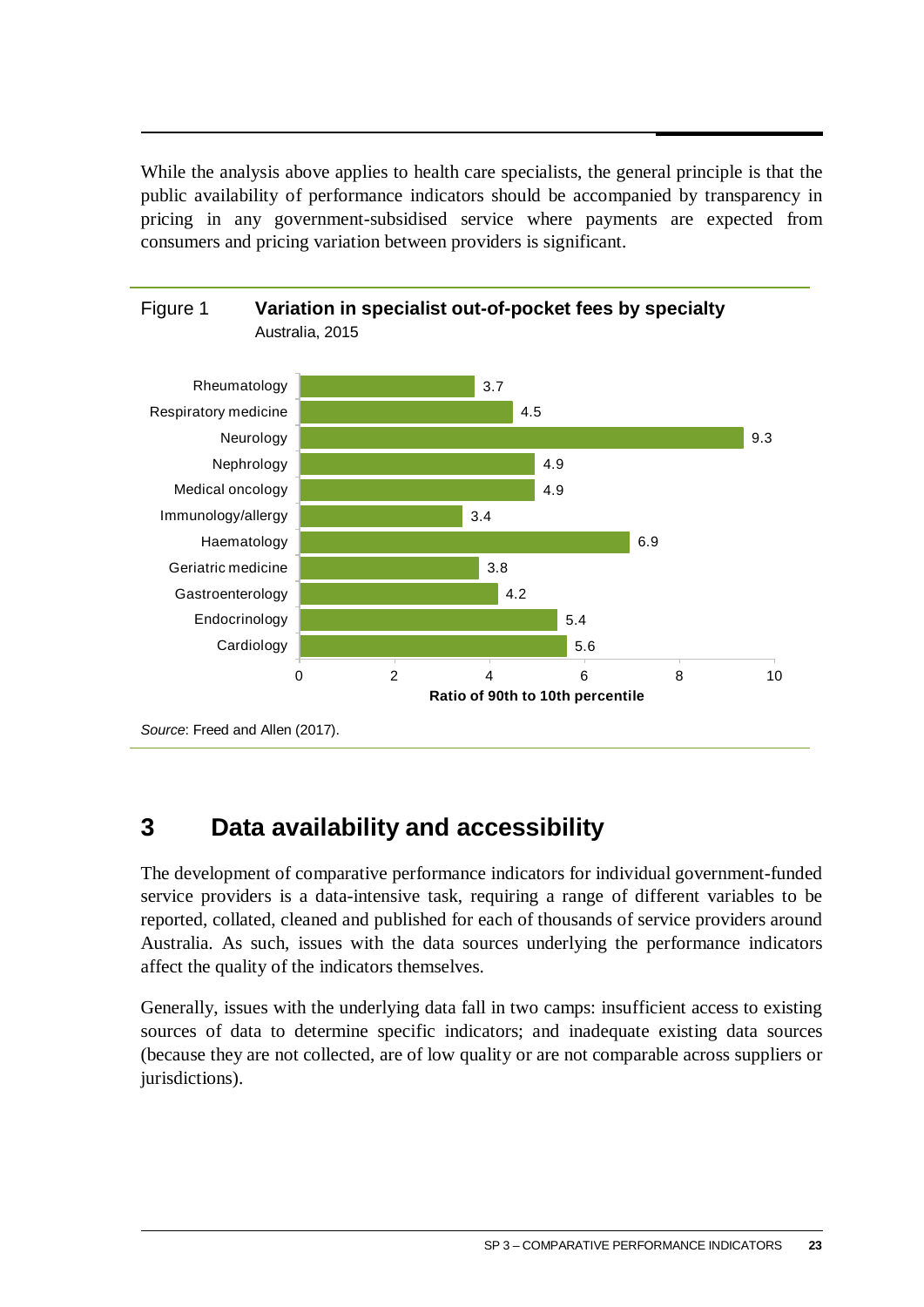While the analysis above applies to health care specialists, the general principle is that the public availability of performance indicators should be accompanied by transparency in pricing in any government-subsidised service where payments are expected from consumers and pricing variation between providers is significant.

Figure 1 **Variation in specialist out-of-pocket fees by specialty**
Australia, 2015

| Specialty | Ratio of 90th to 10th percentile |
| --- | --- |
| Rheumatology | 3.7 |
| Respiratory medicine | 4.5 |
| Neurology | 9.3 |
| Nephrology | 4.9 |
| Medical oncology | 4.9 |
| Immunology/allergy | 3.4 |
| Haematology | 6.9 |
| Geriatric medicine | 3.8 |
| Gastroenterology | 4.2 |
| Endocrinology | 5.4 |
| Cardiology | 5.6 |

*Source*: Freed and Allen (2017).

## 3 Data availability and accessibility

The development of comparative performance indicators for individual government-funded service providers is a data-intensive task, requiring a range of different variables to be reported, collated, cleaned and published for each of thousands of service providers around Australia. As such, issues with the data sources underlying the performance indicators affect the quality of the indicators themselves.

Generally, issues with the underlying data fall in two camps: insufficient access to existing sources of data to determine specific indicators; and inadequate existing data sources (because they are not collected, are of low quality or are not comparable across suppliers or jurisdictions).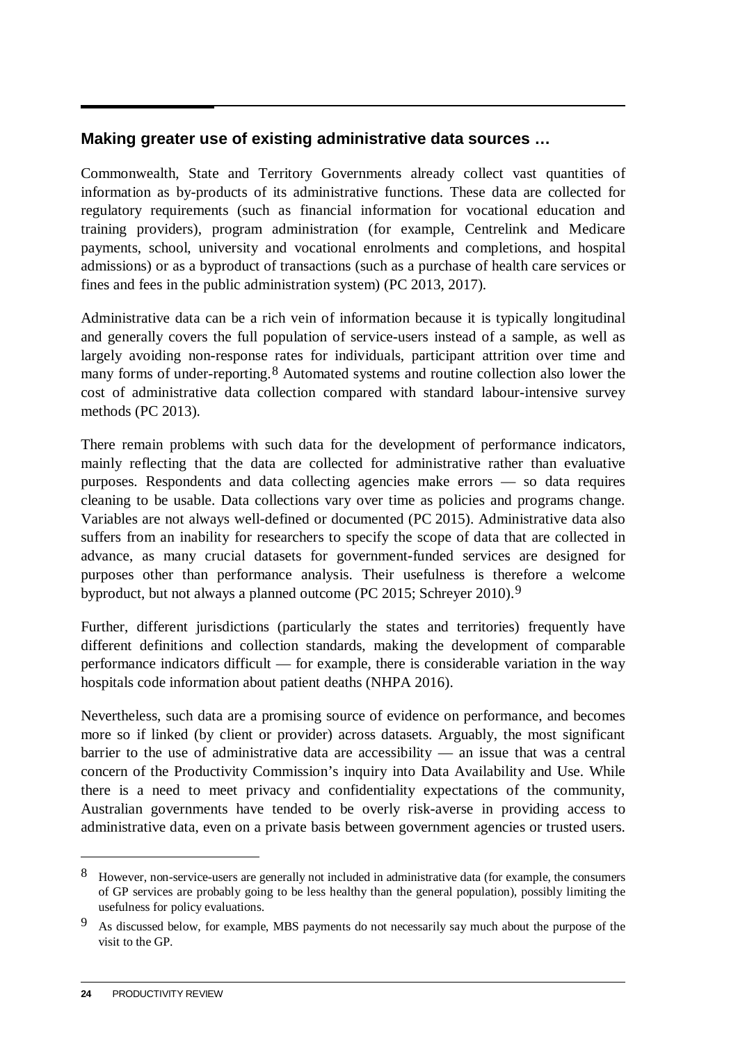## Making greater use of existing administrative data sources …

Commonwealth, State and Territory Governments already collect vast quantities of information as by-products of its administrative functions. These data are collected for regulatory requirements (such as financial information for vocational education and training providers), program administration (for example, Centrelink and Medicare payments, school, university and vocational enrolments and completions, and hospital admissions) or as a byproduct of transactions (such as a purchase of health care services or fines and fees in the public administration system) (PC 2013, 2017).

Administrative data can be a rich vein of information because it is typically longitudinal and generally covers the full population of service-users instead of a sample, as well as largely avoiding non-response rates for individuals, participant attrition over time and many forms of under-reporting.[8] Automated systems and routine collection also lower the cost of administrative data collection compared with standard labour-intensive survey methods (PC 2013).

There remain problems with such data for the development of performance indicators, mainly reflecting that the data are collected for administrative rather than evaluative purposes. Respondents and data collecting agencies make errors — so data requires cleaning to be usable. Data collections vary over time as policies and programs change. Variables are not always well-defined or documented (PC 2015). Administrative data also suffers from an inability for researchers to specify the scope of data that are collected in advance, as many crucial datasets for government-funded services are designed for purposes other than performance analysis. Their usefulness is therefore a welcome byproduct, but not always a planned outcome (PC 2015; Schreyer 2010).[9]

Further, different jurisdictions (particularly the states and territories) frequently have different definitions and collection standards, making the development of comparable performance indicators difficult — for example, there is considerable variation in the way hospitals code information about patient deaths (NHPA 2016).

Nevertheless, such data are a promising source of evidence on performance, and becomes more so if linked (by client or provider) across datasets. Arguably, the most significant barrier to the use of administrative data are accessibility — an issue that was a central concern of the Productivity Commission's inquiry into Data Availability and Use. While there is a need to meet privacy and confidentiality expectations of the community, Australian governments have tended to be overly risk-averse in providing access to administrative data, even on a private basis between government agencies or trusted users.

---

[8] However, non-service-users are generally not included in administrative data (for example, the consumers of GP services are probably going to be less healthy than the general population), possibly limiting the usefulness for policy evaluations.

[9] As discussed below, for example, MBS payments do not necessarily say much about the purpose of the visit to the GP.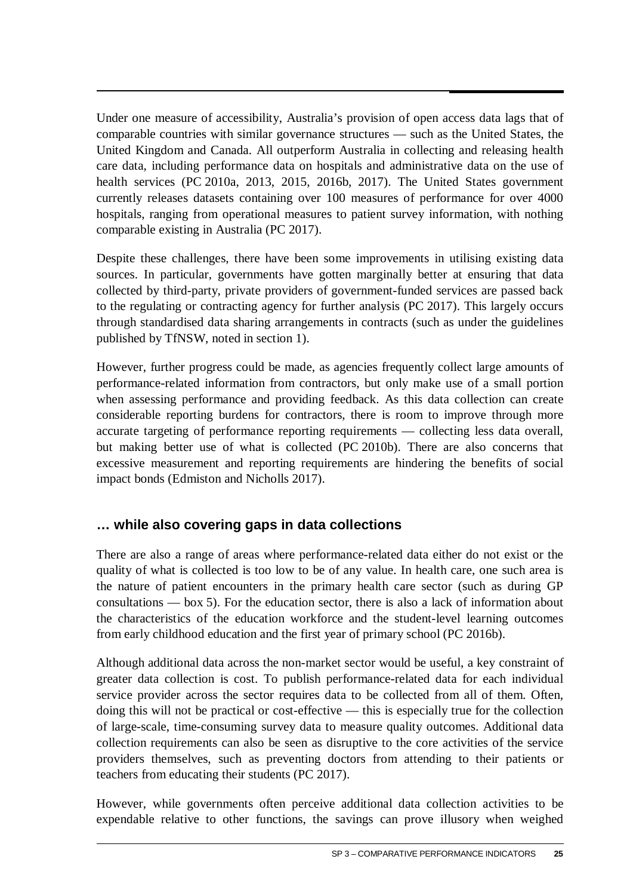Under one measure of accessibility, Australia's provision of open access data lags that of comparable countries with similar governance structures — such as the United States, the United Kingdom and Canada. All outperform Australia in collecting and releasing health care data, including performance data on hospitals and administrative data on the use of health services (PC 2010a, 2013, 2015, 2016b, 2017). The United States government currently releases datasets containing over 100 measures of performance for over 4000 hospitals, ranging from operational measures to patient survey information, with nothing comparable existing in Australia (PC 2017).

Despite these challenges, there have been some improvements in utilising existing data sources. In particular, governments have gotten marginally better at ensuring that data collected by third-party, private providers of government-funded services are passed back to the regulating or contracting agency for further analysis (PC 2017). This largely occurs through standardised data sharing arrangements in contracts (such as under the guidelines published by TfNSW, noted in section 1).

However, further progress could be made, as agencies frequently collect large amounts of performance-related information from contractors, but only make use of a small portion when assessing performance and providing feedback. As this data collection can create considerable reporting burdens for contractors, there is room to improve through more accurate targeting of performance reporting requirements — collecting less data overall, but making better use of what is collected (PC 2010b). There are also concerns that excessive measurement and reporting requirements are hindering the benefits of social impact bonds (Edmiston and Nicholls 2017).

### … while also covering gaps in data collections

There are also a range of areas where performance-related data either do not exist or the quality of what is collected is too low to be of any value. In health care, one such area is the nature of patient encounters in the primary health care sector (such as during GP consultations — box 5). For the education sector, there is also a lack of information about the characteristics of the education workforce and the student-level learning outcomes from early childhood education and the first year of primary school (PC 2016b).

Although additional data across the non-market sector would be useful, a key constraint of greater data collection is cost. To publish performance-related data for each individual service provider across the sector requires data to be collected from all of them. Often, doing this will not be practical or cost-effective — this is especially true for the collection of large-scale, time-consuming survey data to measure quality outcomes. Additional data collection requirements can also be seen as disruptive to the core activities of the service providers themselves, such as preventing doctors from attending to their patients or teachers from educating their students (PC 2017).

However, while governments often perceive additional data collection activities to be expendable relative to other functions, the savings can prove illusory when weighed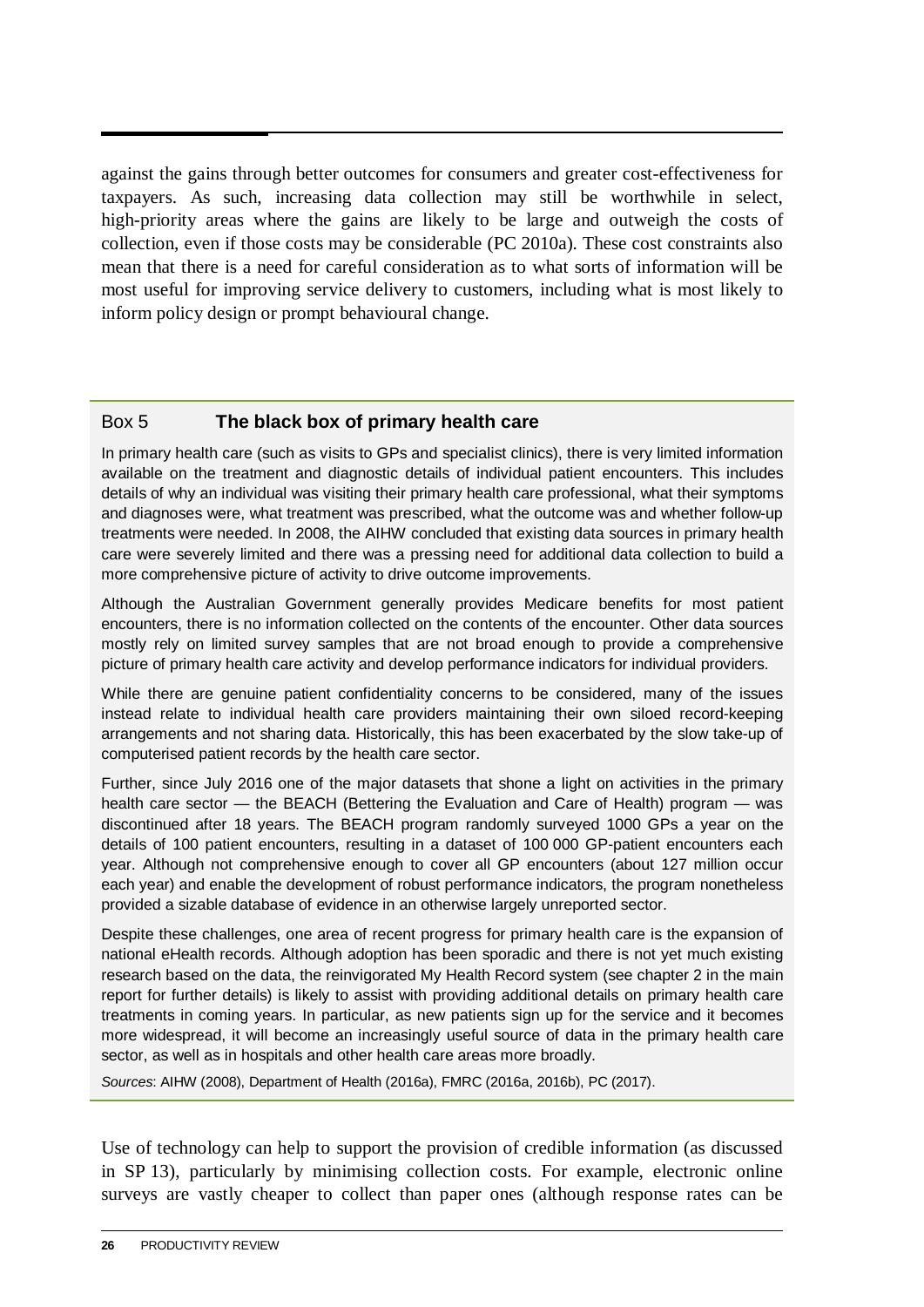against the gains through better outcomes for consumers and greater cost-effectiveness for taxpayers. As such, increasing data collection may still be worthwhile in select, high-priority areas where the gains are likely to be large and outweigh the costs of collection, even if those costs may be considerable (PC 2010a). These cost constraints also mean that there is a need for careful consideration as to what sorts of information will be most useful for improving service delivery to customers, including what is most likely to inform policy design or prompt behavioural change.

### Box 5 **The black box of primary health care**

In primary health care (such as visits to GPs and specialist clinics), there is very limited information available on the treatment and diagnostic details of individual patient encounters. This includes details of why an individual was visiting their primary health care professional, what their symptoms and diagnoses were, what treatment was prescribed, what the outcome was and whether follow-up treatments were needed. In 2008, the AIHW concluded that existing data sources in primary health care were severely limited and there was a pressing need for additional data collection to build a more comprehensive picture of activity to drive outcome improvements.

Although the Australian Government generally provides Medicare benefits for most patient encounters, there is no information collected on the contents of the encounter. Other data sources mostly rely on limited survey samples that are not broad enough to provide a comprehensive picture of primary health care activity and develop performance indicators for individual providers.

While there are genuine patient confidentiality concerns to be considered, many of the issues instead relate to individual health care providers maintaining their own siloed record-keeping arrangements and not sharing data. Historically, this has been exacerbated by the slow take-up of computerised patient records by the health care sector.

Further, since July 2016 one of the major datasets that shone a light on activities in the primary health care sector — the BEACH (Bettering the Evaluation and Care of Health) program — was discontinued after 18 years. The BEACH program randomly surveyed 1000 GPs a year on the details of 100 patient encounters, resulting in a dataset of 100 000 GP-patient encounters each year. Although not comprehensive enough to cover all GP encounters (about 127 million occur each year) and enable the development of robust performance indicators, the program nonetheless provided a sizable database of evidence in an otherwise largely unreported sector.

Despite these challenges, one area of recent progress for primary health care is the expansion of national eHealth records. Although adoption has been sporadic and there is not yet much existing research based on the data, the reinvigorated My Health Record system (see chapter 2 in the main report for further details) is likely to assist with providing additional details on primary health care treatments in coming years. In particular, as new patients sign up for the service and it becomes more widespread, it will become an increasingly useful source of data in the primary health care sector, as well as in hospitals and other health care areas more broadly.

*Sources*: AIHW (2008), Department of Health (2016a), FMRC (2016a, 2016b), PC (2017).

Use of technology can help to support the provision of credible information (as discussed in SP 13), particularly by minimising collection costs. For example, electronic online surveys are vastly cheaper to collect than paper ones (although response rates can be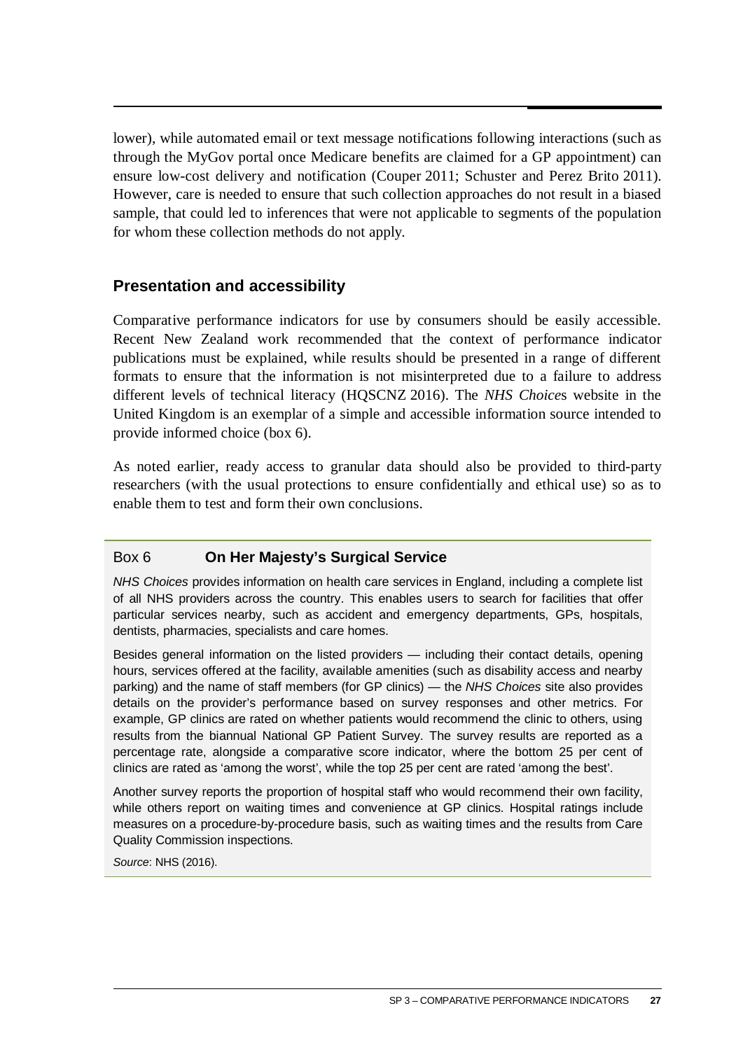lower), while automated email or text message notifications following interactions (such as through the MyGov portal once Medicare benefits are claimed for a GP appointment) can ensure low-cost delivery and notification (Couper 2011; Schuster and Perez Brito 2011). However, care is needed to ensure that such collection approaches do not result in a biased sample, that could led to inferences that were not applicable to segments of the population for whom these collection methods do not apply.

## Presentation and accessibility

Comparative performance indicators for use by consumers should be easily accessible. Recent New Zealand work recommended that the context of performance indicator publications must be explained, while results should be presented in a range of different formats to ensure that the information is not misinterpreted due to a failure to address different levels of technical literacy (HQSCNZ 2016). The *NHS Choice*s website in the United Kingdom is an exemplar of a simple and accessible information source intended to provide informed choice (box 6).

As noted earlier, ready access to granular data should also be provided to third-party researchers (with the usual protections to ensure confidentially and ethical use) so as to enable them to test and form their own conclusions.

### Box 6 **On Her Majesty's Surgical Service**

*NHS Choices* provides information on health care services in England, including a complete list of all NHS providers across the country. This enables users to search for facilities that offer particular services nearby, such as accident and emergency departments, GPs, hospitals, dentists, pharmacies, specialists and care homes.

Besides general information on the listed providers — including their contact details, opening hours, services offered at the facility, available amenities (such as disability access and nearby parking) and the name of staff members (for GP clinics) — the *NHS Choices* site also provides details on the provider's performance based on survey responses and other metrics. For example, GP clinics are rated on whether patients would recommend the clinic to others, using results from the biannual National GP Patient Survey. The survey results are reported as a percentage rate, alongside a comparative score indicator, where the bottom 25 per cent of clinics are rated as 'among the worst', while the top 25 per cent are rated 'among the best'.

Another survey reports the proportion of hospital staff who would recommend their own facility, while others report on waiting times and convenience at GP clinics. Hospital ratings include measures on a procedure-by-procedure basis, such as waiting times and the results from Care Quality Commission inspections.

*Source*: NHS (2016).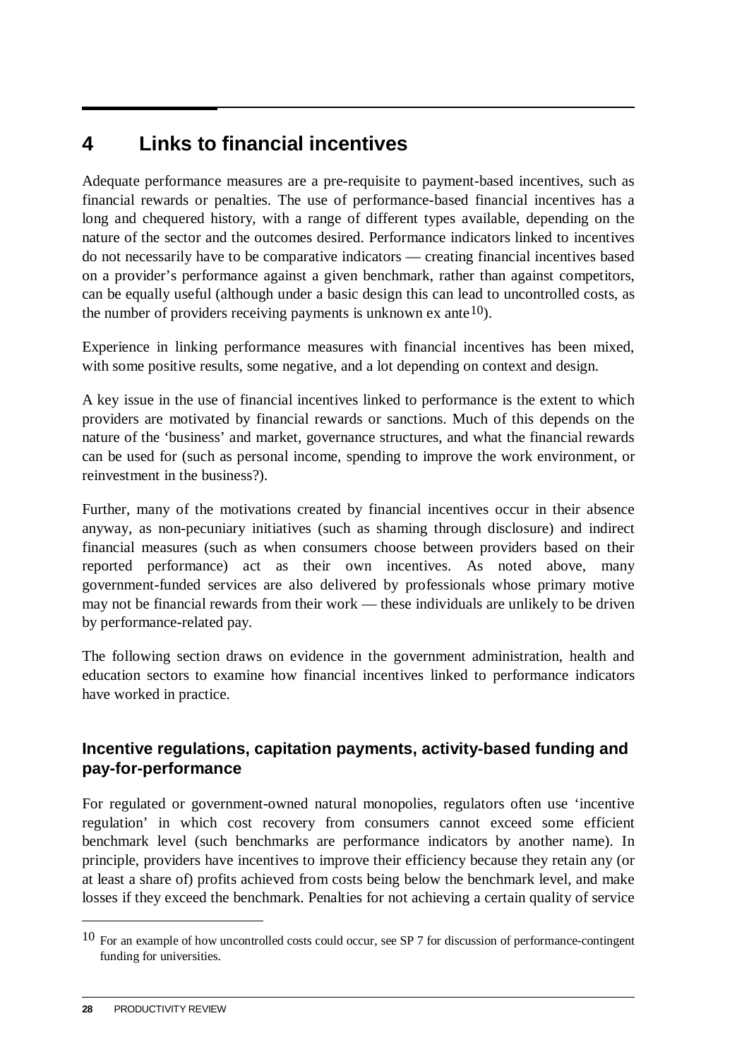# 4 Links to financial incentives

Adequate performance measures are a pre-requisite to payment-based incentives, such as financial rewards or penalties. The use of performance-based financial incentives has a long and chequered history, with a range of different types available, depending on the nature of the sector and the outcomes desired. Performance indicators linked to incentives do not necessarily have to be comparative indicators — creating financial incentives based on a provider's performance against a given benchmark, rather than against competitors, can be equally useful (although under a basic design this can lead to uncontrolled costs, as the number of providers receiving payments is unknown ex ante[10]).

Experience in linking performance measures with financial incentives has been mixed, with some positive results, some negative, and a lot depending on context and design.

A key issue in the use of financial incentives linked to performance is the extent to which providers are motivated by financial rewards or sanctions. Much of this depends on the nature of the 'business' and market, governance structures, and what the financial rewards can be used for (such as personal income, spending to improve the work environment, or reinvestment in the business?).

Further, many of the motivations created by financial incentives occur in their absence anyway, as non-pecuniary initiatives (such as shaming through disclosure) and indirect financial measures (such as when consumers choose between providers based on their reported performance) act as their own incentives. As noted above, many government-funded services are also delivered by professionals whose primary motive may not be financial rewards from their work — these individuals are unlikely to be driven by performance-related pay.

The following section draws on evidence in the government administration, health and education sectors to examine how financial incentives linked to performance indicators have worked in practice.

## Incentive regulations, capitation payments, activity-based funding and pay-for-performance

For regulated or government-owned natural monopolies, regulators often use 'incentive regulation' in which cost recovery from consumers cannot exceed some efficient benchmark level (such benchmarks are performance indicators by another name). In principle, providers have incentives to improve their efficiency because they retain any (or at least a share of) profits achieved from costs being below the benchmark level, and make losses if they exceed the benchmark. Penalties for not achieving a certain quality of service

---

[10] For an example of how uncontrolled costs could occur, see SP 7 for discussion of performance-contingent funding for universities.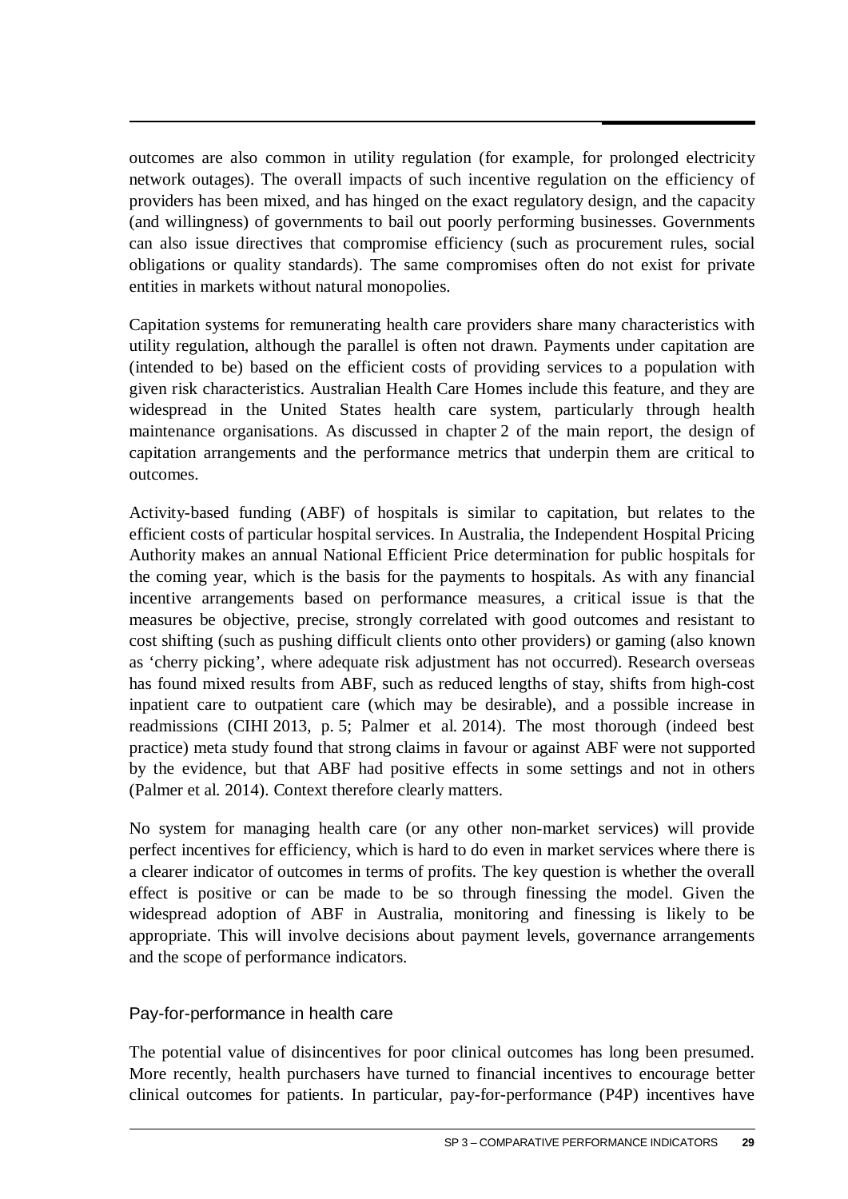outcomes are also common in utility regulation (for example, for prolonged electricity network outages). The overall impacts of such incentive regulation on the efficiency of providers has been mixed, and has hinged on the exact regulatory design, and the capacity (and willingness) of governments to bail out poorly performing businesses. Governments can also issue directives that compromise efficiency (such as procurement rules, social obligations or quality standards). The same compromises often do not exist for private entities in markets without natural monopolies.

Capitation systems for remunerating health care providers share many characteristics with utility regulation, although the parallel is often not drawn. Payments under capitation are (intended to be) based on the efficient costs of providing services to a population with given risk characteristics. Australian Health Care Homes include this feature, and they are widespread in the United States health care system, particularly through health maintenance organisations. As discussed in chapter 2 of the main report, the design of capitation arrangements and the performance metrics that underpin them are critical to outcomes.

Activity-based funding (ABF) of hospitals is similar to capitation, but relates to the efficient costs of particular hospital services. In Australia, the Independent Hospital Pricing Authority makes an annual National Efficient Price determination for public hospitals for the coming year, which is the basis for the payments to hospitals. As with any financial incentive arrangements based on performance measures, a critical issue is that the measures be objective, precise, strongly correlated with good outcomes and resistant to cost shifting (such as pushing difficult clients onto other providers) or gaming (also known as 'cherry picking', where adequate risk adjustment has not occurred). Research overseas has found mixed results from ABF, such as reduced lengths of stay, shifts from high-cost inpatient care to outpatient care (which may be desirable), and a possible increase in readmissions (CIHI 2013, p. 5; Palmer et al. 2014). The most thorough (indeed best practice) meta study found that strong claims in favour or against ABF were not supported by the evidence, but that ABF had positive effects in some settings and not in others (Palmer et al. 2014). Context therefore clearly matters.

No system for managing health care (or any other non-market services) will provide perfect incentives for efficiency, which is hard to do even in market services where there is a clearer indicator of outcomes in terms of profits. The key question is whether the overall effect is positive or can be made to be so through finessing the model. Given the widespread adoption of ABF in Australia, monitoring and finessing is likely to be appropriate. This will involve decisions about payment levels, governance arrangements and the scope of performance indicators.

### Pay-for-performance in health care

The potential value of disincentives for poor clinical outcomes has long been presumed. More recently, health purchasers have turned to financial incentives to encourage better clinical outcomes for patients. In particular, pay-for-performance (P4P) incentives have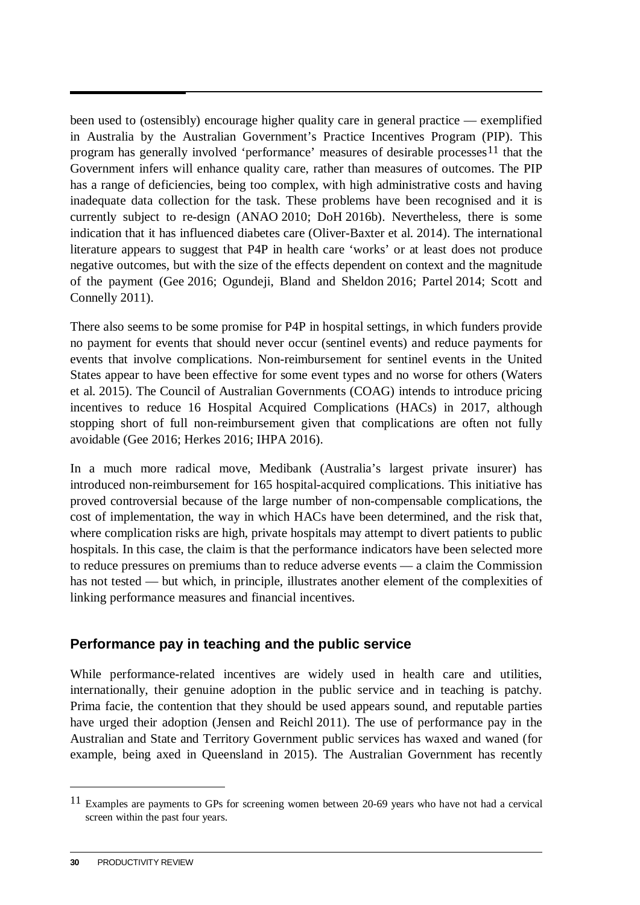been used to (ostensibly) encourage higher quality care in general practice — exemplified in Australia by the Australian Government's Practice Incentives Program (PIP). This program has generally involved 'performance' measures of desirable processes[11] that the Government infers will enhance quality care, rather than measures of outcomes. The PIP has a range of deficiencies, being too complex, with high administrative costs and having inadequate data collection for the task. These problems have been recognised and it is currently subject to re-design (ANAO 2010; DoH 2016b). Nevertheless, there is some indication that it has influenced diabetes care (Oliver-Baxter et al. 2014). The international literature appears to suggest that P4P in health care 'works' or at least does not produce negative outcomes, but with the size of the effects dependent on context and the magnitude of the payment (Gee 2016; Ogundeji, Bland and Sheldon 2016; Partel 2014; Scott and Connelly 2011).

There also seems to be some promise for P4P in hospital settings, in which funders provide no payment for events that should never occur (sentinel events) and reduce payments for events that involve complications. Non-reimbursement for sentinel events in the United States appear to have been effective for some event types and no worse for others (Waters et al. 2015). The Council of Australian Governments (COAG) intends to introduce pricing incentives to reduce 16 Hospital Acquired Complications (HACs) in 2017, although stopping short of full non-reimbursement given that complications are often not fully avoidable (Gee 2016; Herkes 2016; IHPA 2016).

In a much more radical move, Medibank (Australia's largest private insurer) has introduced non-reimbursement for 165 hospital-acquired complications. This initiative has proved controversial because of the large number of non-compensable complications, the cost of implementation, the way in which HACs have been determined, and the risk that, where complication risks are high, private hospitals may attempt to divert patients to public hospitals. In this case, the claim is that the performance indicators have been selected more to reduce pressures on premiums than to reduce adverse events — a claim the Commission has not tested — but which, in principle, illustrates another element of the complexities of linking performance measures and financial incentives.

## Performance pay in teaching and the public service

While performance-related incentives are widely used in health care and utilities, internationally, their genuine adoption in the public service and in teaching is patchy. Prima facie, the contention that they should be used appears sound, and reputable parties have urged their adoption (Jensen and Reichl 2011). The use of performance pay in the Australian and State and Territory Government public services has waxed and waned (for example, being axed in Queensland in 2015). The Australian Government has recently

[11] Examples are payments to GPs for screening women between 20-69 years who have not had a cervical screen within the past four years.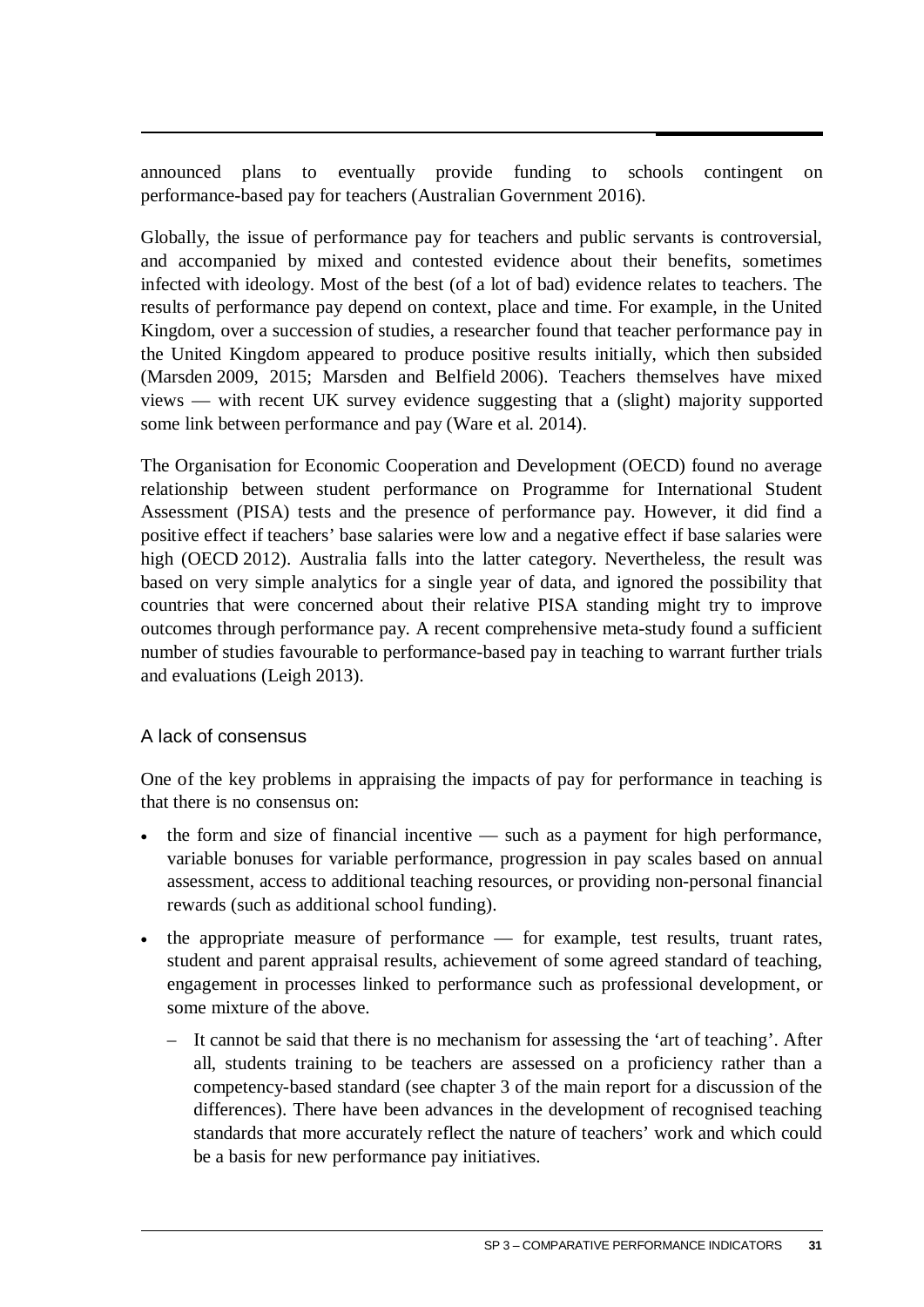announced plans to eventually provide funding to schools contingent on performance-based pay for teachers (Australian Government 2016).

Globally, the issue of performance pay for teachers and public servants is controversial, and accompanied by mixed and contested evidence about their benefits, sometimes infected with ideology. Most of the best (of a lot of bad) evidence relates to teachers. The results of performance pay depend on context, place and time. For example, in the United Kingdom, over a succession of studies, a researcher found that teacher performance pay in the United Kingdom appeared to produce positive results initially, which then subsided (Marsden 2009, 2015; Marsden and Belfield 2006). Teachers themselves have mixed views — with recent UK survey evidence suggesting that a (slight) majority supported some link between performance and pay (Ware et al. 2014).

The Organisation for Economic Cooperation and Development (OECD) found no average relationship between student performance on Programme for International Student Assessment (PISA) tests and the presence of performance pay. However, it did find a positive effect if teachers' base salaries were low and a negative effect if base salaries were high (OECD 2012). Australia falls into the latter category. Nevertheless, the result was based on very simple analytics for a single year of data, and ignored the possibility that countries that were concerned about their relative PISA standing might try to improve outcomes through performance pay. A recent comprehensive meta-study found a sufficient number of studies favourable to performance-based pay in teaching to warrant further trials and evaluations (Leigh 2013).

### A lack of consensus

One of the key problems in appraising the impacts of pay for performance in teaching is that there is no consensus on:

- the form and size of financial incentive — such as a payment for high performance, variable bonuses for variable performance, progression in pay scales based on annual assessment, access to additional teaching resources, or providing non-personal financial rewards (such as additional school funding).
- the appropriate measure of performance — for example, test results, truant rates, student and parent appraisal results, achievement of some agreed standard of teaching, engagement in processes linked to performance such as professional development, or some mixture of the above.
  - It cannot be said that there is no mechanism for assessing the 'art of teaching'. After all, students training to be teachers are assessed on a proficiency rather than a competency-based standard (see chapter 3 of the main report for a discussion of the differences). There have been advances in the development of recognised teaching standards that more accurately reflect the nature of teachers' work and which could be a basis for new performance pay initiatives.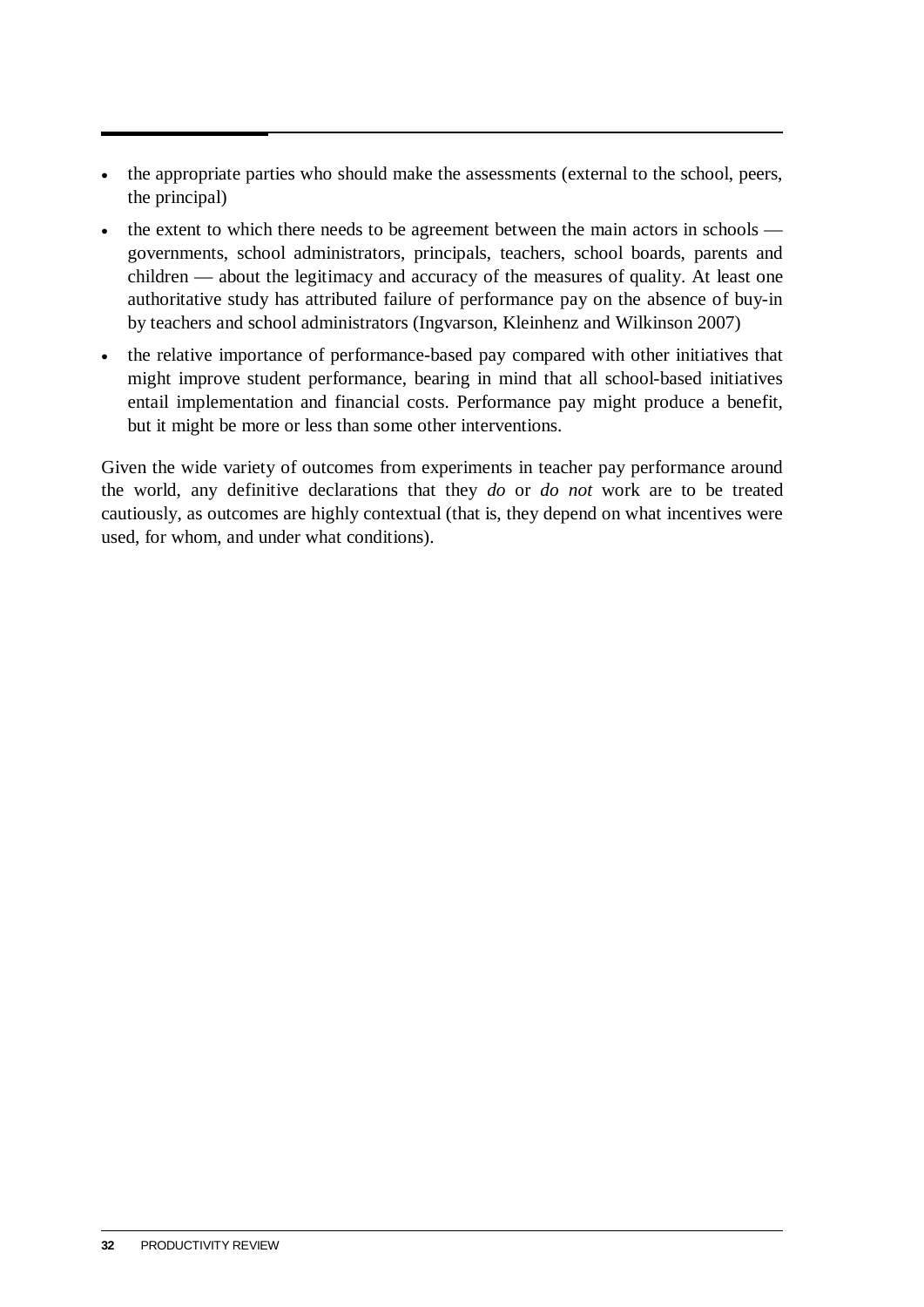- the appropriate parties who should make the assessments (external to the school, peers, the principal)
- the extent to which there needs to be agreement between the main actors in schools — governments, school administrators, principals, teachers, school boards, parents and children — about the legitimacy and accuracy of the measures of quality. At least one authoritative study has attributed failure of performance pay on the absence of buy-in by teachers and school administrators (Ingvarson, Kleinhenz and Wilkinson 2007)
- the relative importance of performance-based pay compared with other initiatives that might improve student performance, bearing in mind that all school-based initiatives entail implementation and financial costs. Performance pay might produce a benefit, but it might be more or less than some other interventions.

Given the wide variety of outcomes from experiments in teacher pay performance around the world, any definitive declarations that they *do* or *do not* work are to be treated cautiously, as outcomes are highly contextual (that is, they depend on what incentives were used, for whom, and under what conditions).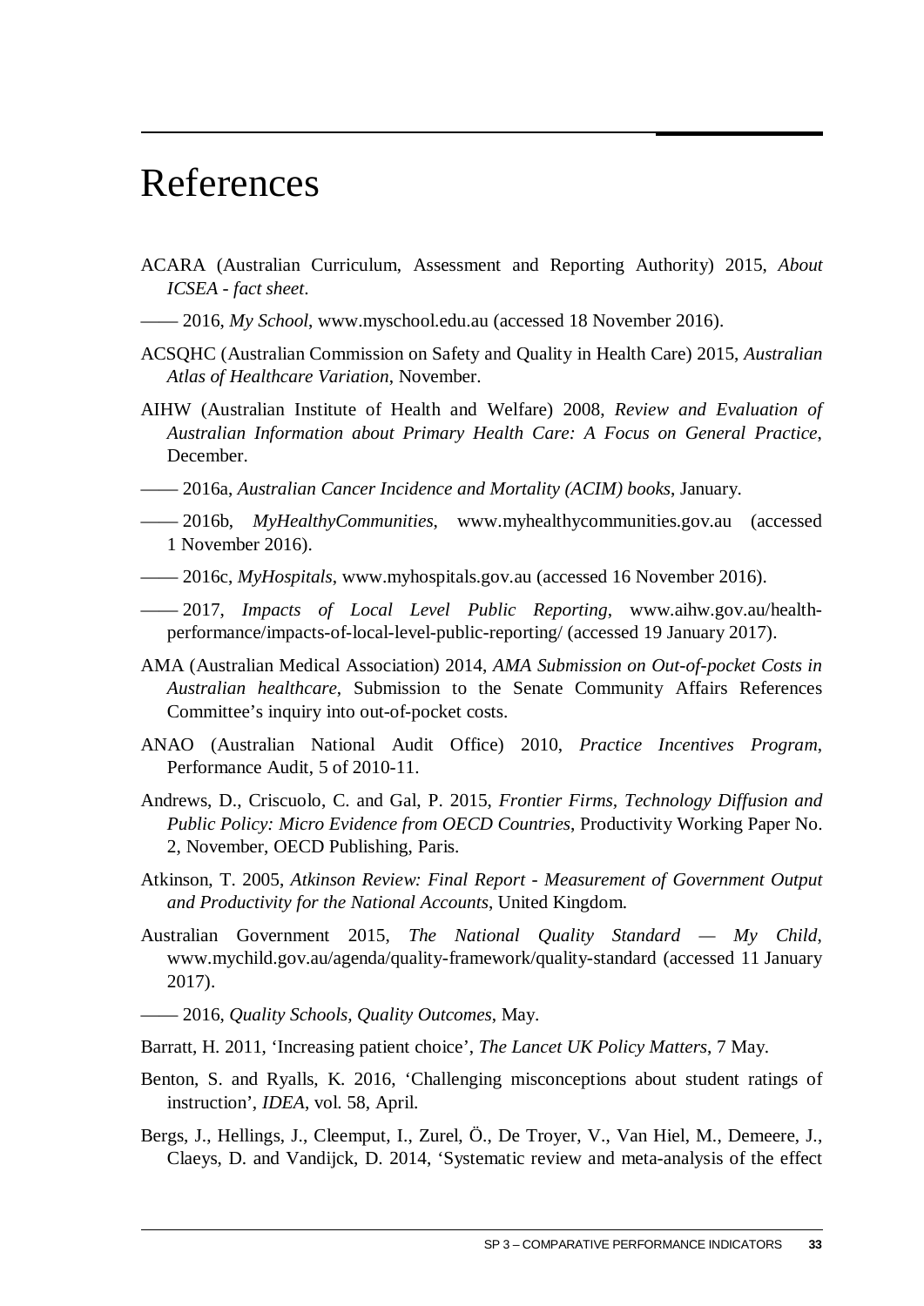# References

ACARA (Australian Curriculum, Assessment and Reporting Authority) 2015, *About ICSEA - fact sheet*.

—— 2016, *My School*, www.myschool.edu.au (accessed 18 November 2016).

ACSQHC (Australian Commission on Safety and Quality in Health Care) 2015, *Australian Atlas of Healthcare Variation*, November.

AIHW (Australian Institute of Health and Welfare) 2008, *Review and Evaluation of Australian Information about Primary Health Care: A Focus on General Practice*, December.

—— 2016a, *Australian Cancer Incidence and Mortality (ACIM) books*, January.

—— 2016b, *MyHealthyCommunities*, www.myhealthycommunities.gov.au (accessed 1 November 2016).

—— 2016c, *MyHospitals*, www.myhospitals.gov.au (accessed 16 November 2016).

—— 2017, *Impacts of Local Level Public Reporting*, www.aihw.gov.au/health-performance/impacts-of-local-level-public-reporting/ (accessed 19 January 2017).

AMA (Australian Medical Association) 2014, *AMA Submission on Out-of-pocket Costs in Australian healthcare*, Submission to the Senate Community Affairs References Committee's inquiry into out-of-pocket costs.

ANAO (Australian National Audit Office) 2010, *Practice Incentives Program*, Performance Audit, 5 of 2010-11.

Andrews, D., Criscuolo, C. and Gal, P. 2015, *Frontier Firms, Technology Diffusion and Public Policy: Micro Evidence from OECD Countries*, Productivity Working Paper No. 2, November, OECD Publishing, Paris.

Atkinson, T. 2005, *Atkinson Review: Final Report - Measurement of Government Output and Productivity for the National Accounts*, United Kingdom.

Australian Government 2015, *The National Quality Standard — My Child*, www.mychild.gov.au/agenda/quality-framework/quality-standard (accessed 11 January 2017).

—— 2016, *Quality Schools, Quality Outcomes*, May.

Barratt, H. 2011, 'Increasing patient choice', *The Lancet UK Policy Matters*, 7 May.

Benton, S. and Ryalls, K. 2016, 'Challenging misconceptions about student ratings of instruction', *IDEA*, vol. 58, April.

Bergs, J., Hellings, J., Cleemput, I., Zurel, Ö., De Troyer, V., Van Hiel, M., Demeere, J., Claeys, D. and Vandijck, D. 2014, 'Systematic review and meta-analysis of the effect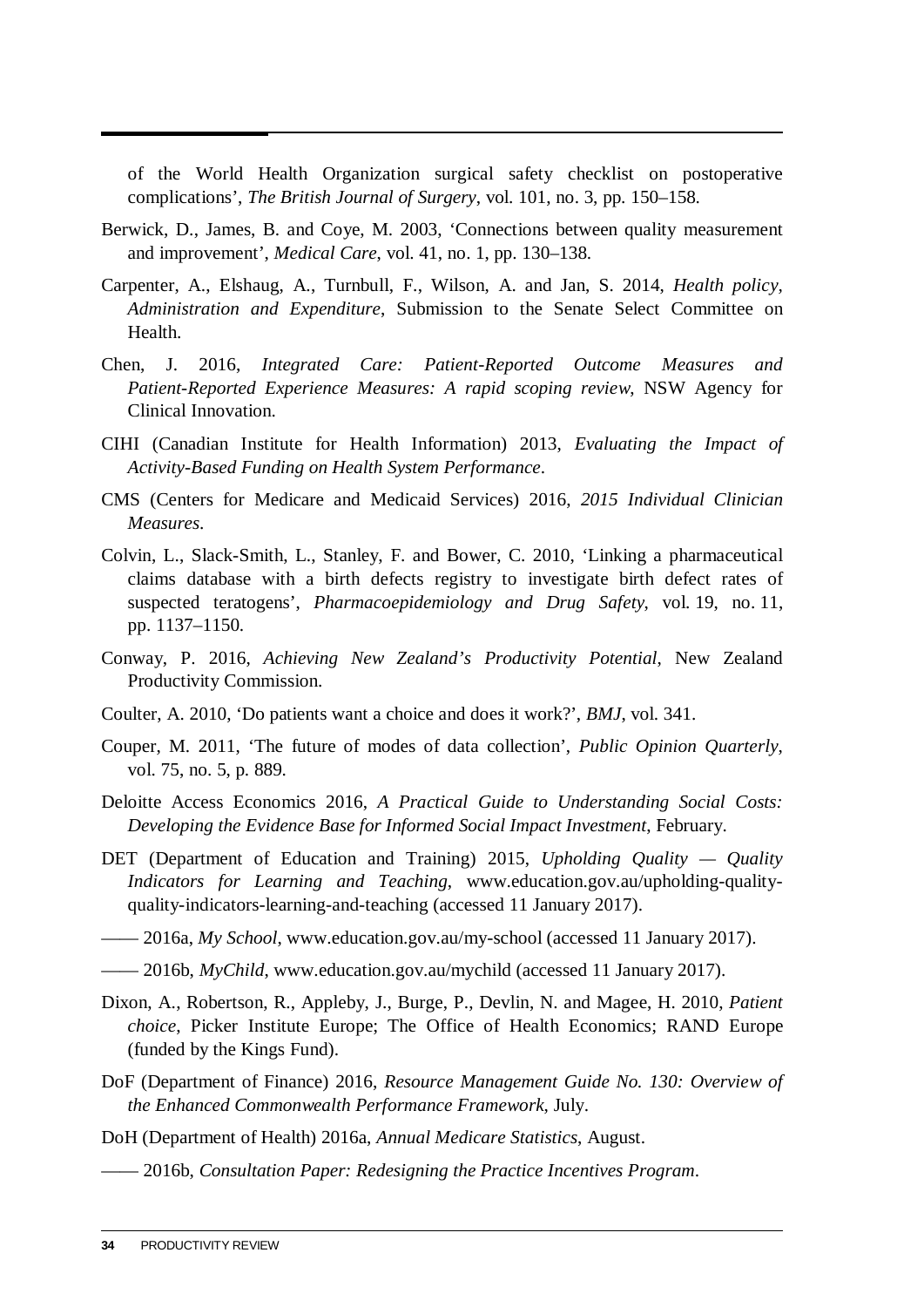of the World Health Organization surgical safety checklist on postoperative complications', *The British Journal of Surgery*, vol. 101, no. 3, pp. 150–158.

Berwick, D., James, B. and Coye, M. 2003, 'Connections between quality measurement and improvement', *Medical Care*, vol. 41, no. 1, pp. 130–138.

Carpenter, A., Elshaug, A., Turnbull, F., Wilson, A. and Jan, S. 2014, *Health policy, Administration and Expenditure*, Submission to the Senate Select Committee on Health.

Chen, J. 2016, *Integrated Care: Patient-Reported Outcome Measures and Patient-Reported Experience Measures: A rapid scoping review*, NSW Agency for Clinical Innovation.

CIHI (Canadian Institute for Health Information) 2013, *Evaluating the Impact of Activity-Based Funding on Health System Performance*.

CMS (Centers for Medicare and Medicaid Services) 2016, *2015 Individual Clinician Measures*.

Colvin, L., Slack-Smith, L., Stanley, F. and Bower, C. 2010, 'Linking a pharmaceutical claims database with a birth defects registry to investigate birth defect rates of suspected teratogens', *Pharmacoepidemiology and Drug Safety*, vol. 19, no. 11, pp. 1137–1150.

Conway, P. 2016, *Achieving New Zealand's Productivity Potential*, New Zealand Productivity Commission.

Coulter, A. 2010, 'Do patients want a choice and does it work?', *BMJ*, vol. 341.

Couper, M. 2011, 'The future of modes of data collection', *Public Opinion Quarterly*, vol. 75, no. 5, p. 889.

Deloitte Access Economics 2016, *A Practical Guide to Understanding Social Costs: Developing the Evidence Base for Informed Social Impact Investment*, February.

DET (Department of Education and Training) 2015, *Upholding Quality — Quality Indicators for Learning and Teaching*, www.education.gov.au/upholding-quality-quality-indicators-learning-and-teaching (accessed 11 January 2017).

—— 2016a, *My School*, www.education.gov.au/my-school (accessed 11 January 2017).

—— 2016b, *MyChild*, www.education.gov.au/mychild (accessed 11 January 2017).

Dixon, A., Robertson, R., Appleby, J., Burge, P., Devlin, N. and Magee, H. 2010, *Patient choice*, Picker Institute Europe; The Office of Health Economics; RAND Europe (funded by the Kings Fund).

DoF (Department of Finance) 2016, *Resource Management Guide No. 130: Overview of the Enhanced Commonwealth Performance Framework*, July.

DoH (Department of Health) 2016a, *Annual Medicare Statistics*, August.

—— 2016b, *Consultation Paper: Redesigning the Practice Incentives Program*.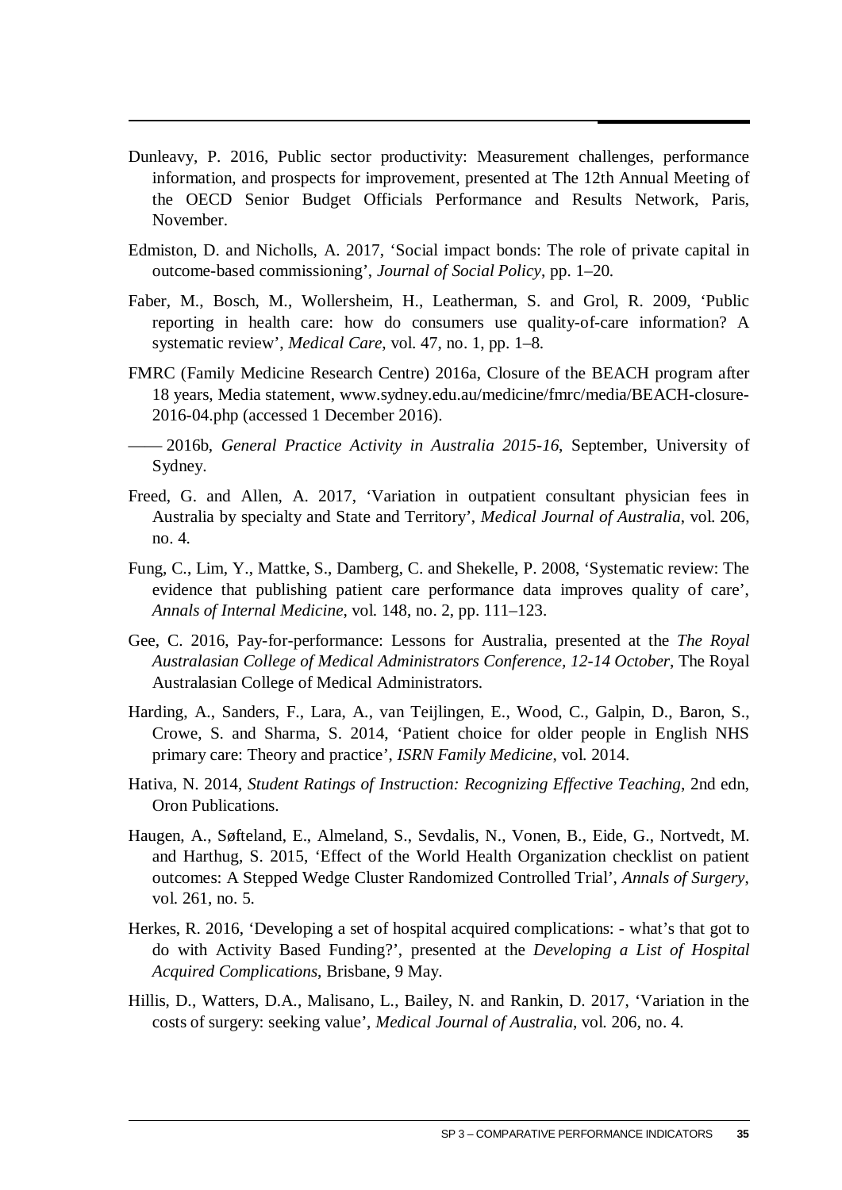Dunleavy, P. 2016, Public sector productivity: Measurement challenges, performance information, and prospects for improvement, presented at The 12th Annual Meeting of the OECD Senior Budget Officials Performance and Results Network, Paris, November.

Edmiston, D. and Nicholls, A. 2017, 'Social impact bonds: The role of private capital in outcome-based commissioning', *Journal of Social Policy*, pp. 1–20.

Faber, M., Bosch, M., Wollersheim, H., Leatherman, S. and Grol, R. 2009, 'Public reporting in health care: how do consumers use quality-of-care information? A systematic review', *Medical Care*, vol. 47, no. 1, pp. 1–8.

FMRC (Family Medicine Research Centre) 2016a, Closure of the BEACH program after 18 years, Media statement, www.sydney.edu.au/medicine/fmrc/media/BEACH-closure-2016-04.php (accessed 1 December 2016).

—— 2016b, *General Practice Activity in Australia 2015-16*, September, University of Sydney.

Freed, G. and Allen, A. 2017, 'Variation in outpatient consultant physician fees in Australia by specialty and State and Territory', *Medical Journal of Australia*, vol. 206, no. 4.

Fung, C., Lim, Y., Mattke, S., Damberg, C. and Shekelle, P. 2008, 'Systematic review: The evidence that publishing patient care performance data improves quality of care', *Annals of Internal Medicine*, vol. 148, no. 2, pp. 111–123.

Gee, C. 2016, Pay-for-performance: Lessons for Australia, presented at the *The Royal Australasian College of Medical Administrators Conference, 12-14 October*, The Royal Australasian College of Medical Administrators.

Harding, A., Sanders, F., Lara, A., van Teijlingen, E., Wood, C., Galpin, D., Baron, S., Crowe, S. and Sharma, S. 2014, 'Patient choice for older people in English NHS primary care: Theory and practice', *ISRN Family Medicine*, vol. 2014.

Hativa, N. 2014, *Student Ratings of Instruction: Recognizing Effective Teaching*, 2nd edn, Oron Publications.

Haugen, A., Søfteland, E., Almeland, S., Sevdalis, N., Vonen, B., Eide, G., Nortvedt, M. and Harthug, S. 2015, 'Effect of the World Health Organization checklist on patient outcomes: A Stepped Wedge Cluster Randomized Controlled Trial', *Annals of Surgery*, vol. 261, no. 5.

Herkes, R. 2016, 'Developing a set of hospital acquired complications: - what's that got to do with Activity Based Funding?', presented at the *Developing a List of Hospital Acquired Complications*, Brisbane, 9 May.

Hillis, D., Watters, D.A., Malisano, L., Bailey, N. and Rankin, D. 2017, 'Variation in the costs of surgery: seeking value', *Medical Journal of Australia*, vol. 206, no. 4.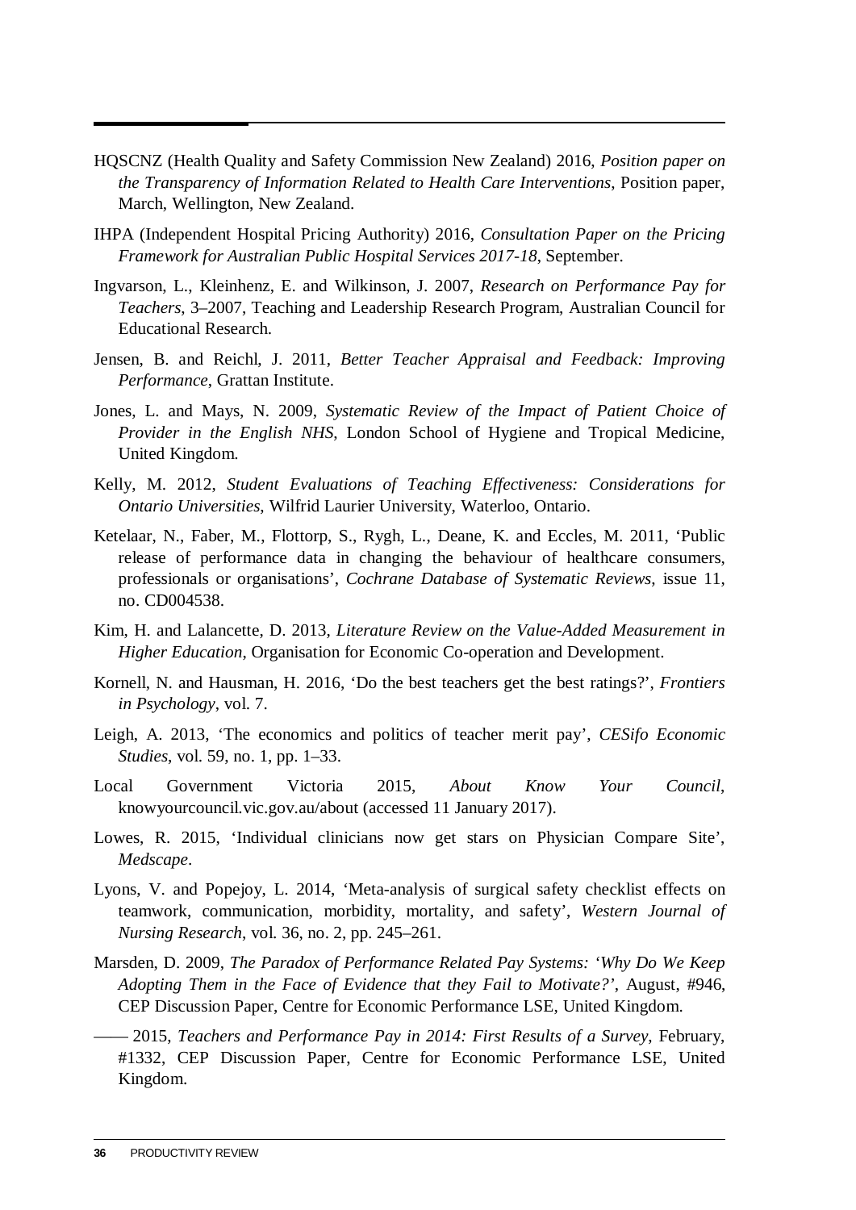HQSCNZ (Health Quality and Safety Commission New Zealand) 2016, *Position paper on the Transparency of Information Related to Health Care Interventions*, Position paper, March, Wellington, New Zealand.

IHPA (Independent Hospital Pricing Authority) 2016, *Consultation Paper on the Pricing Framework for Australian Public Hospital Services 2017-18*, September.

Ingvarson, L., Kleinhenz, E. and Wilkinson, J. 2007, *Research on Performance Pay for Teachers*, 3–2007, Teaching and Leadership Research Program, Australian Council for Educational Research.

Jensen, B. and Reichl, J. 2011, *Better Teacher Appraisal and Feedback: Improving Performance*, Grattan Institute.

Jones, L. and Mays, N. 2009, *Systematic Review of the Impact of Patient Choice of Provider in the English NHS*, London School of Hygiene and Tropical Medicine, United Kingdom.

Kelly, M. 2012, *Student Evaluations of Teaching Effectiveness: Considerations for Ontario Universities*, Wilfrid Laurier University, Waterloo, Ontario.

Ketelaar, N., Faber, M., Flottorp, S., Rygh, L., Deane, K. and Eccles, M. 2011, 'Public release of performance data in changing the behaviour of healthcare consumers, professionals or organisations', *Cochrane Database of Systematic Reviews*, issue 11, no. CD004538.

Kim, H. and Lalancette, D. 2013, *Literature Review on the Value-Added Measurement in Higher Education*, Organisation for Economic Co-operation and Development.

Kornell, N. and Hausman, H. 2016, 'Do the best teachers get the best ratings?', *Frontiers in Psychology*, vol. 7.

Leigh, A. 2013, 'The economics and politics of teacher merit pay', *CESifo Economic Studies*, vol. 59, no. 1, pp. 1–33.

Local Government Victoria 2015, *About Know Your Council*, knowyourcouncil.vic.gov.au/about (accessed 11 January 2017).

Lowes, R. 2015, 'Individual clinicians now get stars on Physician Compare Site', *Medscape*.

Lyons, V. and Popejoy, L. 2014, 'Meta-analysis of surgical safety checklist effects on teamwork, communication, morbidity, mortality, and safety', *Western Journal of Nursing Research*, vol. 36, no. 2, pp. 245–261.

Marsden, D. 2009, *The Paradox of Performance Related Pay Systems: 'Why Do We Keep Adopting Them in the Face of Evidence that they Fail to Motivate?'*, August, #946, CEP Discussion Paper, Centre for Economic Performance LSE, United Kingdom.

—— 2015, *Teachers and Performance Pay in 2014: First Results of a Survey*, February, #1332, CEP Discussion Paper, Centre for Economic Performance LSE, United Kingdom.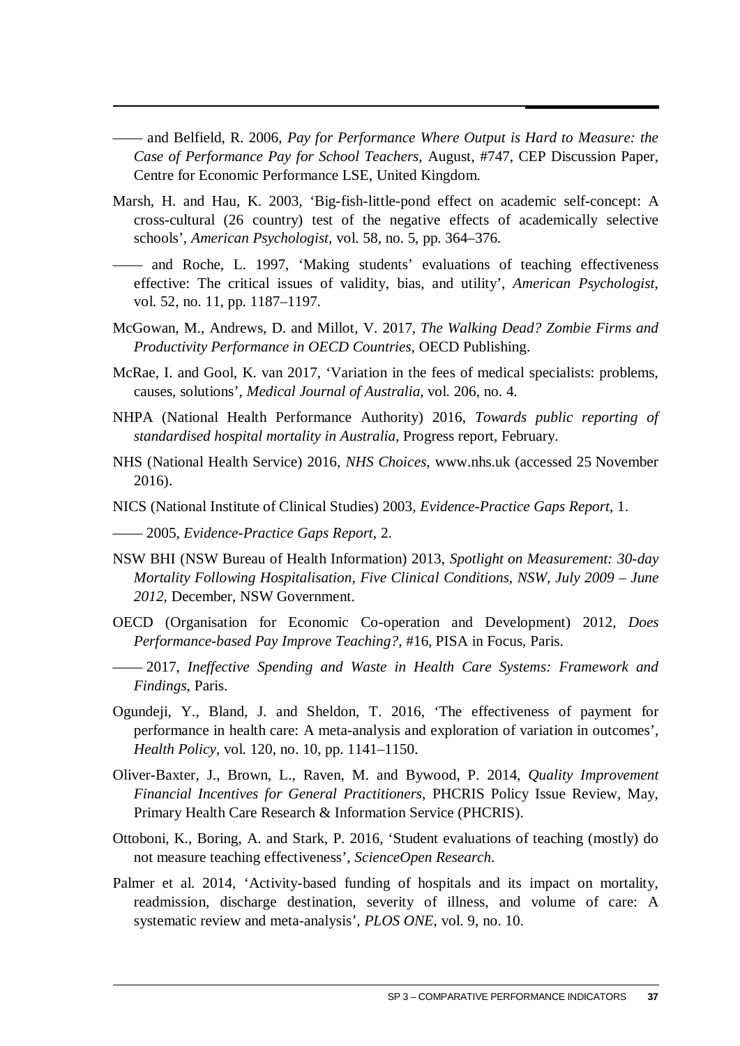—— and Belfield, R. 2006, *Pay for Performance Where Output is Hard to Measure: the Case of Performance Pay for School Teachers*, August, #747, CEP Discussion Paper, Centre for Economic Performance LSE, United Kingdom.

Marsh, H. and Hau, K. 2003, 'Big-fish-little-pond effect on academic self-concept: A cross-cultural (26 country) test of the negative effects of academically selective schools', *American Psychologist*, vol. 58, no. 5, pp. 364–376.

—— and Roche, L. 1997, 'Making students' evaluations of teaching effectiveness effective: The critical issues of validity, bias, and utility', *American Psychologist*, vol. 52, no. 11, pp. 1187–1197.

McGowan, M., Andrews, D. and Millot, V. 2017, *The Walking Dead? Zombie Firms and Productivity Performance in OECD Countries*, OECD Publishing.

McRae, I. and Gool, K. van 2017, 'Variation in the fees of medical specialists: problems, causes, solutions', *Medical Journal of Australia*, vol. 206, no. 4.

NHPA (National Health Performance Authority) 2016, *Towards public reporting of standardised hospital mortality in Australia*, Progress report, February.

NHS (National Health Service) 2016, *NHS Choices*, www.nhs.uk (accessed 25 November 2016).

NICS (National Institute of Clinical Studies) 2003, *Evidence-Practice Gaps Report*, 1.

—— 2005, *Evidence-Practice Gaps Report*, 2.

NSW BHI (NSW Bureau of Health Information) 2013, *Spotlight on Measurement: 30-day Mortality Following Hospitalisation, Five Clinical Conditions, NSW, July 2009 – June 2012*, December, NSW Government.

OECD (Organisation for Economic Co-operation and Development) 2012, *Does Performance-based Pay Improve Teaching?*, #16, PISA in Focus, Paris.

—— 2017, *Ineffective Spending and Waste in Health Care Systems: Framework and Findings*, Paris.

Ogundeji, Y., Bland, J. and Sheldon, T. 2016, 'The effectiveness of payment for performance in health care: A meta-analysis and exploration of variation in outcomes', *Health Policy*, vol. 120, no. 10, pp. 1141–1150.

Oliver-Baxter, J., Brown, L., Raven, M. and Bywood, P. 2014, *Quality Improvement Financial Incentives for General Practitioners*, PHCRIS Policy Issue Review, May, Primary Health Care Research & Information Service (PHCRIS).

Ottoboni, K., Boring, A. and Stark, P. 2016, 'Student evaluations of teaching (mostly) do not measure teaching effectiveness', *ScienceOpen Research*.

Palmer et al. 2014, 'Activity-based funding of hospitals and its impact on mortality, readmission, discharge destination, severity of illness, and volume of care: A systematic review and meta-analysis', *PLOS ONE*, vol. 9, no. 10.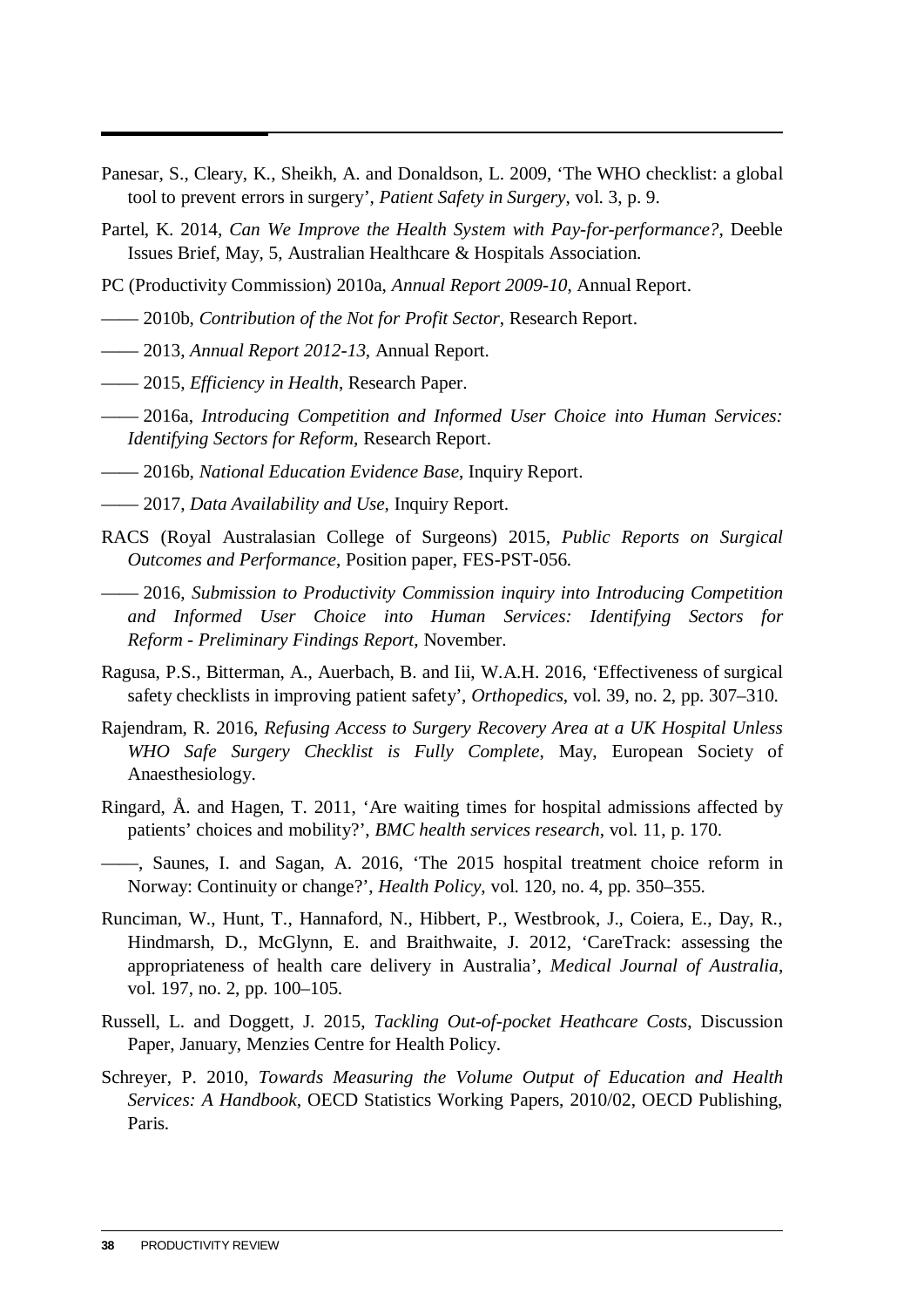Panesar, S., Cleary, K., Sheikh, A. and Donaldson, L. 2009, ‘The WHO checklist: a global tool to prevent errors in surgery’, *Patient Safety in Surgery*, vol. 3, p. 9.

Partel, K. 2014, *Can We Improve the Health System with Pay-for-performance?*, Deeble Issues Brief, May, 5, Australian Healthcare & Hospitals Association.

PC (Productivity Commission) 2010a, *Annual Report 2009-10*, Annual Report.

—— 2010b, *Contribution of the Not for Profit Sector*, Research Report.

—— 2013, *Annual Report 2012-13*, Annual Report.

—— 2015, *Efficiency in Health*, Research Paper.

—— 2016a, *Introducing Competition and Informed User Choice into Human Services: Identifying Sectors for Reform*, Research Report.

—— 2016b, *National Education Evidence Base*, Inquiry Report.

—— 2017, *Data Availability and Use*, Inquiry Report.

RACS (Royal Australasian College of Surgeons) 2015, *Public Reports on Surgical Outcomes and Performance*, Position paper, FES-PST-056.

—— 2016, *Submission to Productivity Commission inquiry into Introducing Competition and Informed User Choice into Human Services: Identifying Sectors for Reform - Preliminary Findings Report*, November.

Ragusa, P.S., Bitterman, A., Auerbach, B. and Iii, W.A.H. 2016, ‘Effectiveness of surgical safety checklists in improving patient safety’, *Orthopedics*, vol. 39, no. 2, pp. 307–310.

Rajendram, R. 2016, *Refusing Access to Surgery Recovery Area at a UK Hospital Unless WHO Safe Surgery Checklist is Fully Complete*, May, European Society of Anaesthesiology.

Ringard, Å. and Hagen, T. 2011, ‘Are waiting times for hospital admissions affected by patients’ choices and mobility?’, *BMC health services research*, vol. 11, p. 170.

——, Saunes, I. and Sagan, A. 2016, ‘The 2015 hospital treatment choice reform in Norway: Continuity or change?’, *Health Policy*, vol. 120, no. 4, pp. 350–355.

Runciman, W., Hunt, T., Hannaford, N., Hibbert, P., Westbrook, J., Coiera, E., Day, R., Hindmarsh, D., McGlynn, E. and Braithwaite, J. 2012, ‘CareTrack: assessing the appropriateness of health care delivery in Australia’, *Medical Journal of Australia*, vol. 197, no. 2, pp. 100–105.

Russell, L. and Doggett, J. 2015, *Tackling Out-of-pocket Heathcare Costs*, Discussion Paper, January, Menzies Centre for Health Policy.

Schreyer, P. 2010, *Towards Measuring the Volume Output of Education and Health Services: A Handbook*, OECD Statistics Working Papers, 2010/02, OECD Publishing, Paris.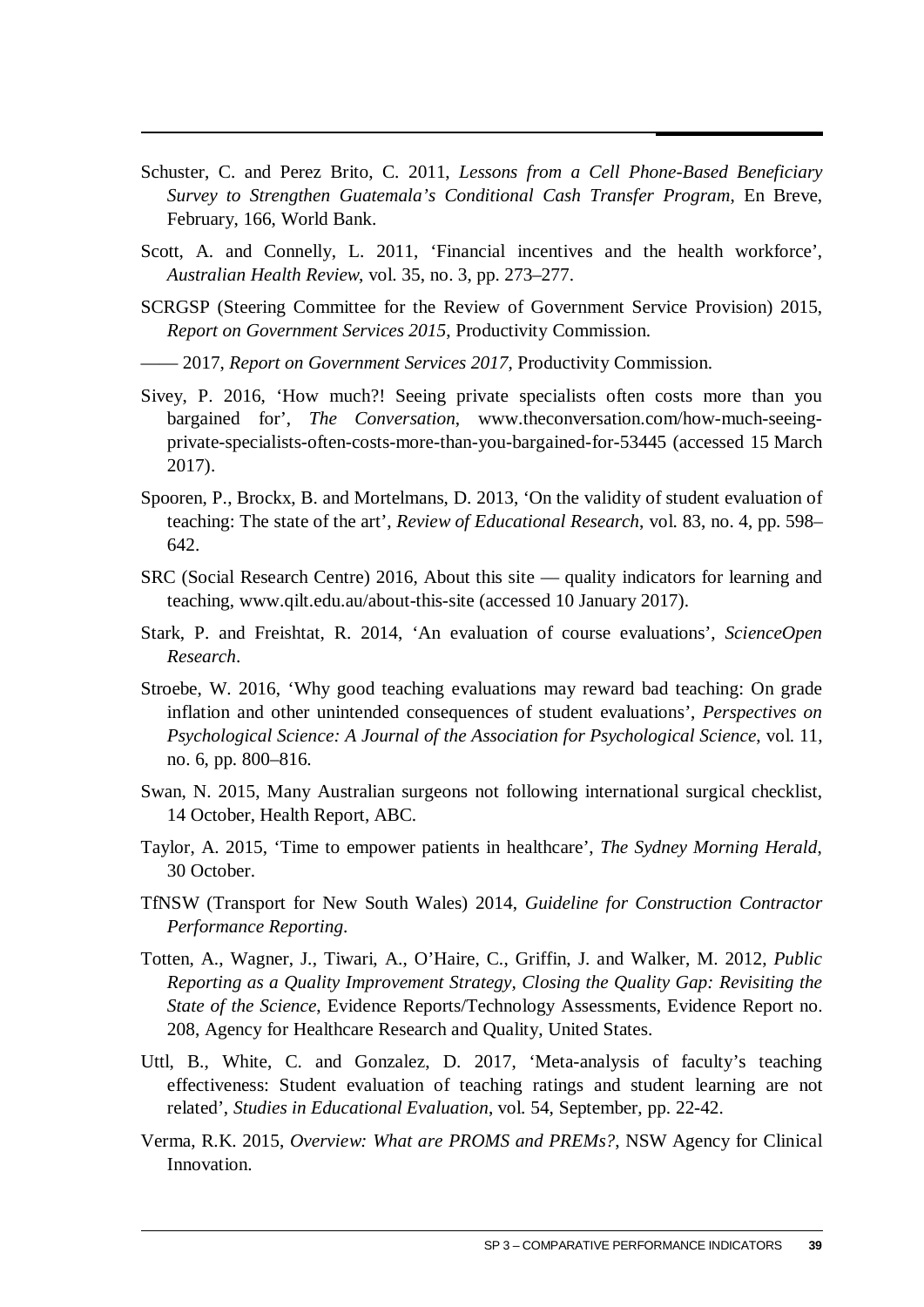Schuster, C. and Perez Brito, C. 2011, *Lessons from a Cell Phone-Based Beneficiary Survey to Strengthen Guatemala's Conditional Cash Transfer Program*, En Breve, February, 166, World Bank.

Scott, A. and Connelly, L. 2011, 'Financial incentives and the health workforce', *Australian Health Review*, vol. 35, no. 3, pp. 273–277.

SCRGSP (Steering Committee for the Review of Government Service Provision) 2015, *Report on Government Services 2015*, Productivity Commission.

—— 2017, *Report on Government Services 2017*, Productivity Commission.

Sivey, P. 2016, 'How much?! Seeing private specialists often costs more than you bargained for', *The Conversation*, www.theconversation.com/how-much-seeing-private-specialists-often-costs-more-than-you-bargained-for-53445 (accessed 15 March 2017).

Spooren, P., Brockx, B. and Mortelmans, D. 2013, 'On the validity of student evaluation of teaching: The state of the art', *Review of Educational Research*, vol. 83, no. 4, pp. 598–642.

SRC (Social Research Centre) 2016, About this site — quality indicators for learning and teaching, www.qilt.edu.au/about-this-site (accessed 10 January 2017).

Stark, P. and Freishtat, R. 2014, 'An evaluation of course evaluations', *ScienceOpen Research*.

Stroebe, W. 2016, 'Why good teaching evaluations may reward bad teaching: On grade inflation and other unintended consequences of student evaluations', *Perspectives on Psychological Science: A Journal of the Association for Psychological Science*, vol. 11, no. 6, pp. 800–816.

Swan, N. 2015, Many Australian surgeons not following international surgical checklist, 14 October, Health Report, ABC.

Taylor, A. 2015, 'Time to empower patients in healthcare', *The Sydney Morning Herald*, 30 October.

TfNSW (Transport for New South Wales) 2014, *Guideline for Construction Contractor Performance Reporting*.

Totten, A., Wagner, J., Tiwari, A., O'Haire, C., Griffin, J. and Walker, M. 2012, *Public Reporting as a Quality Improvement Strategy, Closing the Quality Gap: Revisiting the State of the Science*, Evidence Reports/Technology Assessments, Evidence Report no. 208, Agency for Healthcare Research and Quality, United States.

Uttl, B., White, C. and Gonzalez, D. 2017, 'Meta-analysis of faculty's teaching effectiveness: Student evaluation of teaching ratings and student learning are not related', *Studies in Educational Evaluation*, vol. 54, September, pp. 22-42.

Verma, R.K. 2015, *Overview: What are PROMS and PREMs?*, NSW Agency for Clinical Innovation.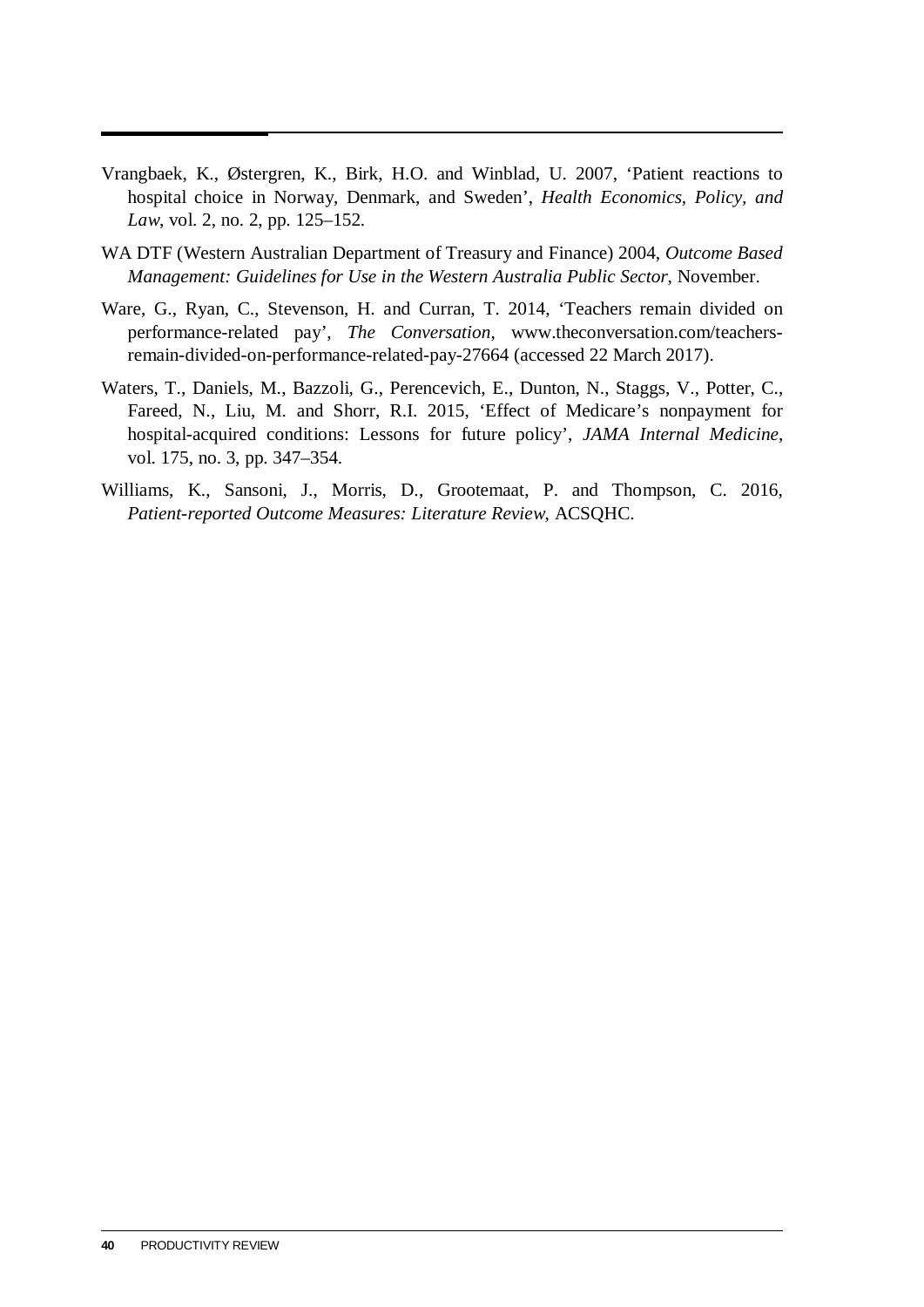Vrangbaek, K., Østergren, K., Birk, H.O. and Winblad, U. 2007, 'Patient reactions to hospital choice in Norway, Denmark, and Sweden', *Health Economics, Policy, and Law*, vol. 2, no. 2, pp. 125–152.

WA DTF (Western Australian Department of Treasury and Finance) 2004, *Outcome Based Management: Guidelines for Use in the Western Australia Public Sector*, November.

Ware, G., Ryan, C., Stevenson, H. and Curran, T. 2014, 'Teachers remain divided on performance-related pay', *The Conversation*, www.theconversation.com/teachers-remain-divided-on-performance-related-pay-27664 (accessed 22 March 2017).

Waters, T., Daniels, M., Bazzoli, G., Perencevich, E., Dunton, N., Staggs, V., Potter, C., Fareed, N., Liu, M. and Shorr, R.I. 2015, 'Effect of Medicare's nonpayment for hospital-acquired conditions: Lessons for future policy', *JAMA Internal Medicine*, vol. 175, no. 3, pp. 347–354.

Williams, K., Sansoni, J., Morris, D., Grootemaat, P. and Thompson, C. 2016, *Patient-reported Outcome Measures: Literature Review*, ACSQHC.